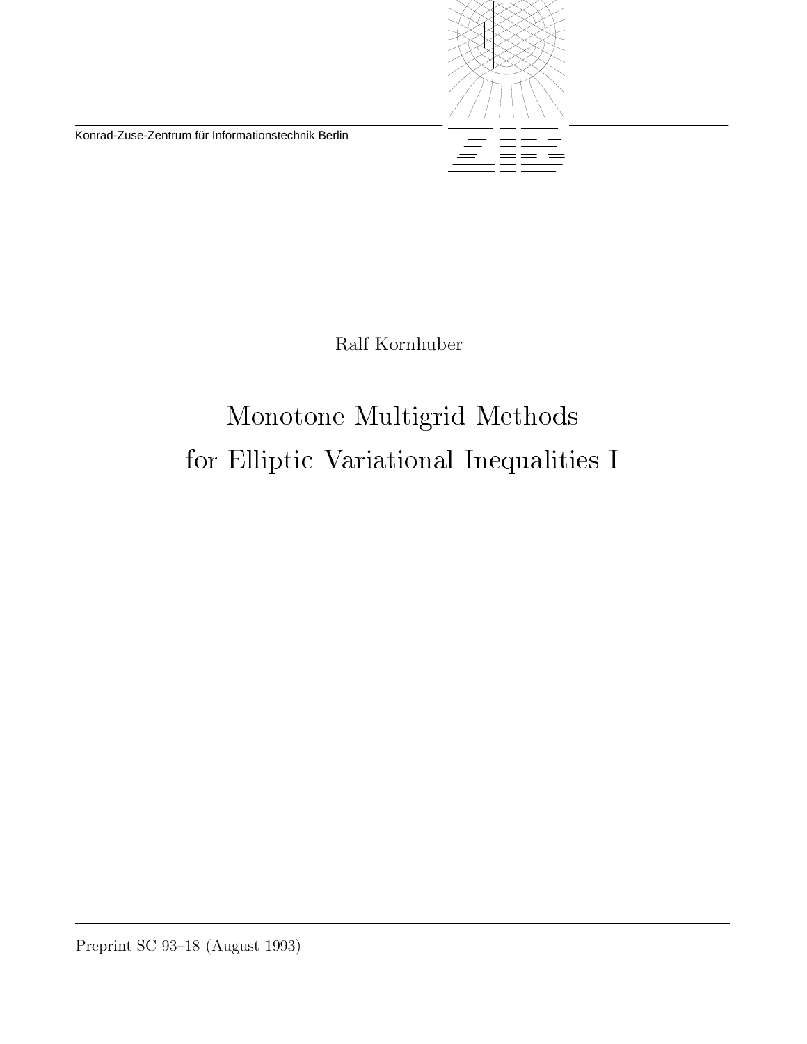Konrad-Zuse-Zentrum für Informationstechnik Berlin

Ralf Kornhuber

# Monotone Multigrid Methods for Elliptic Variational Inequalities I

Preprint SC 93–18 (August 1993)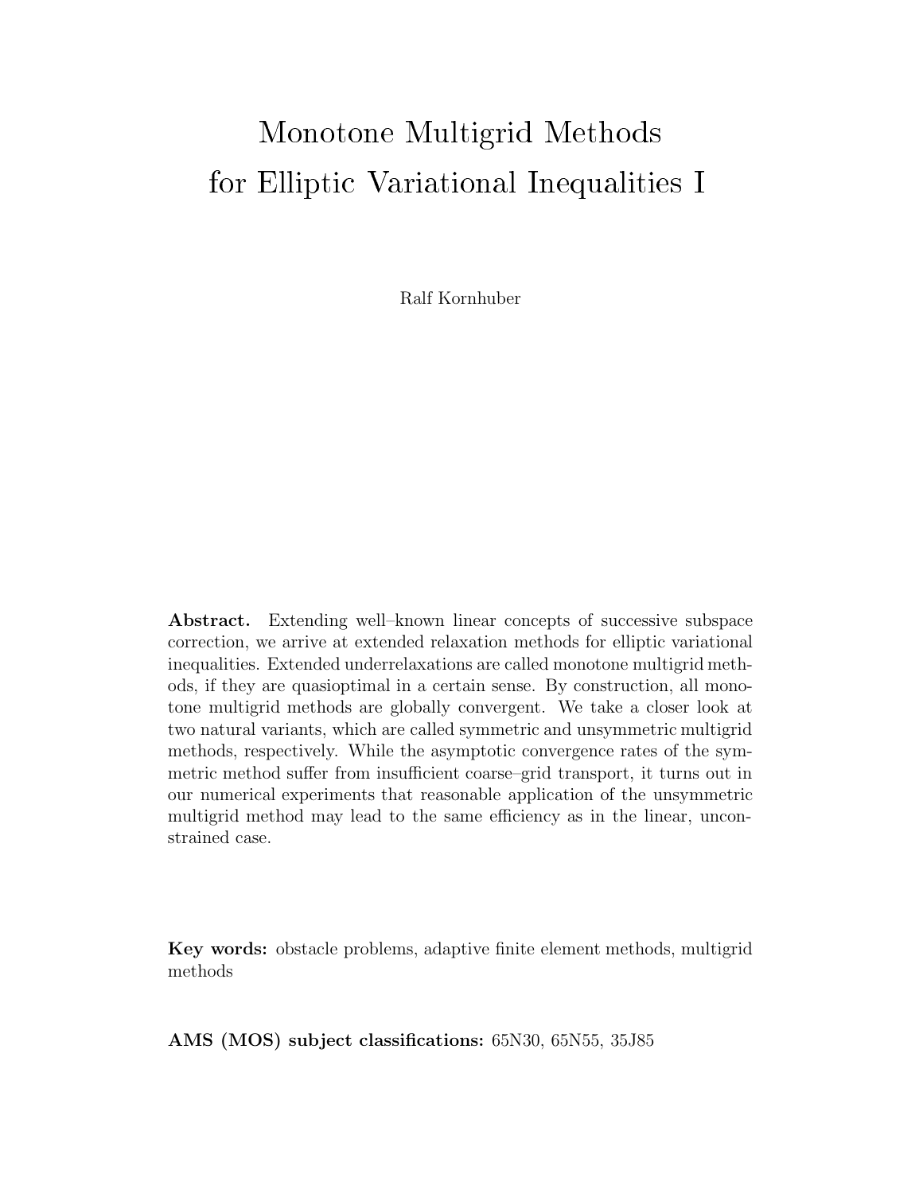# Monotone Multigrid Methods for Elliptic Variational Inequalities I

Ralf Kornhuber

**Abstract.** Extending well–known linear concepts of successive subspace correction, we arrive at extended relaxation methods for elliptic variational inequalities. Extended underrelaxations are called monotone multigrid methods, if they are quasioptimal in a certain sense. By construction, all monotone multigrid methods are globally convergent. We take a closer look at two natural variants, which are called symmetric and unsymmetric multigrid methods, respectively. While the asymptotic convergence rates of the symmetric method suffer from insufficient coarse–grid transport, it turns out in our numerical experiments that reasonable application of the unsymmetric multigrid method may lead to the same efficiency as in the linear, unconstrained case.

**Key words:** obstacle problems, adaptive finite element methods, multigrid methods

**AMS (MOS) subject classifications:** 65N30, 65N55, 35J85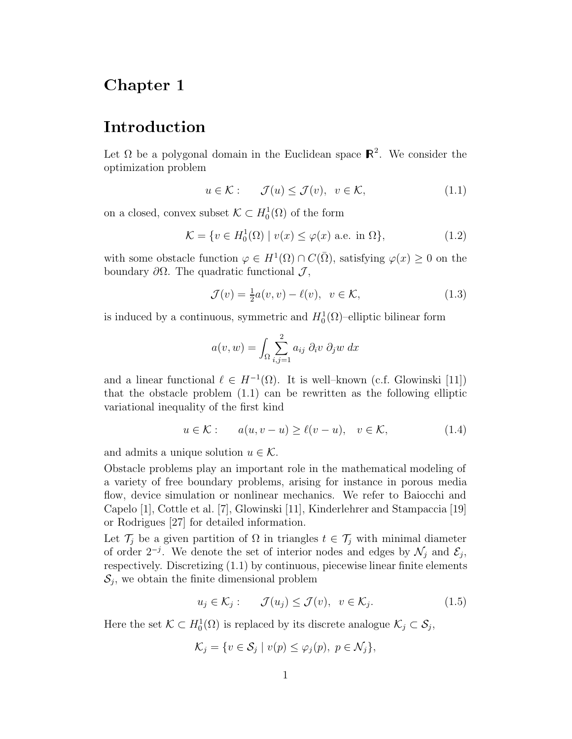// Chapter 1

# Introduction

Let $\Omega$ be a polygonal domain in the Euclidean space $\mathbb{R}^2$. We consider the optimization problem

$$u \in \mathcal{K}: \qquad \mathcal{J}(u) \leq \mathcal{J}(v), \ \ v \in \mathcal{K}, \tag{1.1}$$

on a closed, convex subset $\mathcal{K} \subset H_0^1(\Omega)$ of the form

$$\mathcal{K} = \{v \in H_0^1(\Omega) \mid v(x) \leq \varphi(x) \text{ a.e. in } \Omega\}, \tag{1.2}$$

with some obstacle function $\varphi \in H^1(\Omega) \cap C(\bar{\Omega})$, satisfying $\varphi(x) \geq 0$ on the boundary $\partial\Omega$. The quadratic functional $\mathcal{J}$,

$$\mathcal{J}(v) = \tfrac{1}{2}a(v,v) - \ell(v), \ \ v \in \mathcal{K}, \tag{1.3}$$

is induced by a continuous, symmetric and $H_0^1(\Omega)$–elliptic bilinear form

$$a(v,w) = \int_\Omega \sum_{i,j=1}^{2} a_{ij}\ \partial_i v\ \partial_j w\ dx$$

and a linear functional $\ell \in H^{-1}(\Omega)$. It is well–known (c.f. Glowinski [11]) that the obstacle problem (1.1) can be rewritten as the following elliptic variational inequality of the first kind

$$u \in \mathcal{K}: \qquad a(u, v-u) \geq \ell(v-u), \quad v \in \mathcal{K}, \tag{1.4}$$

and admits a unique solution $u \in \mathcal{K}$.

Obstacle problems play an important role in the mathematical modeling of a variety of free boundary problems, arising for instance in porous media flow, device simulation or nonlinear mechanics. We refer to Baiocchi and Capelo [1], Cottle et al. [7], Glowinski [11], Kinderlehrer and Stampaccia [19] or Rodrigues [27] for detailed information.

Let $\mathcal{T}_j$ be a given partition of $\Omega$ in triangles $t \in \mathcal{T}_j$ with minimal diameter of order $2^{-j}$. We denote the set of interior nodes and edges by $\mathcal{N}_j$ and $\mathcal{E}_j$, respectively. Discretizing (1.1) by continuous, piecewise linear finite elements $\mathcal{S}_j$, we obtain the finite dimensional problem

$$u_j \in \mathcal{K}_j: \qquad \mathcal{J}(u_j) \leq \mathcal{J}(v), \ \ v \in \mathcal{K}_j. \tag{1.5}$$

Here the set $\mathcal{K} \subset H_0^1(\Omega)$ is replaced by its discrete analogue $\mathcal{K}_j \subset \mathcal{S}_j$,

$$\mathcal{K}_j = \{v \in \mathcal{S}_j \mid v(p) \leq \varphi_j(p),\ p \in \mathcal{N}_j\},$$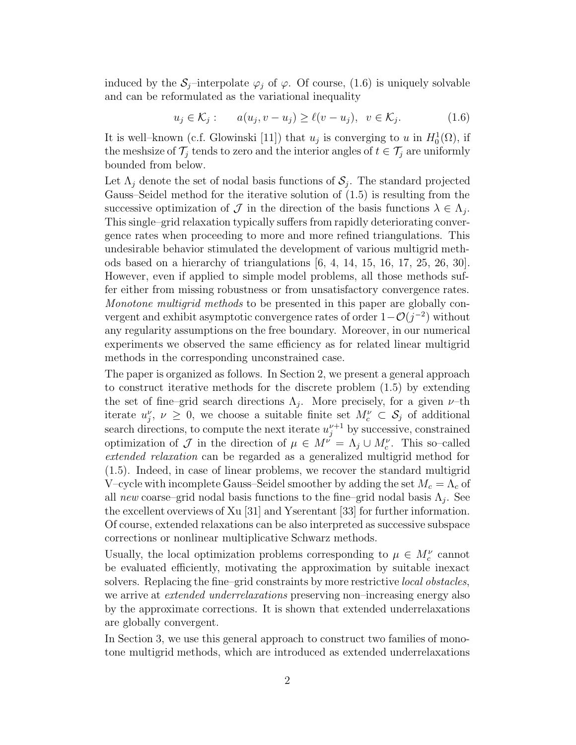induced by the $\mathcal{S}_j$–interpolate $\varphi_j$ of $\varphi$. Of course, (1.6) is uniquely solvable and can be reformulated as the variational inequality

$$u_j \in \mathcal{K}_j : \qquad a(u_j, v - u_j) \geq \ell(v - u_j), \;\; v \in \mathcal{K}_j. \tag{1.6}$$

It is well–known (c.f. Glowinski [11]) that $u_j$ is converging to $u$ in $H_0^1(\Omega)$, if the meshsize of $\mathcal{T}_j$ tends to zero and the interior angles of $t \in \mathcal{T}_j$ are uniformly bounded from below.

Let $\Lambda_j$ denote the set of nodal basis functions of $\mathcal{S}_j$. The standard projected Gauss–Seidel method for the iterative solution of (1.5) is resulting from the successive optimization of $\mathcal{J}$ in the direction of the basis functions $\lambda \in \Lambda_j$. This single–grid relaxation typically suffers from rapidly deteriorating convergence rates when proceeding to more and more refined triangulations. This undesirable behavior stimulated the development of various multigrid methods based on a hierarchy of triangulations [6, 4, 14, 15, 16, 17, 25, 26, 30]. However, even if applied to simple model problems, all those methods suffer either from missing robustness or from unsatisfactory convergence rates. *Monotone multigrid methods* to be presented in this paper are globally convergent and exhibit asymptotic convergence rates of order $1-\mathcal{O}(j^{-2})$ without any regularity assumptions on the free boundary. Moreover, in our numerical experiments we observed the same efficiency as for related linear multigrid methods in the corresponding unconstrained case.

The paper is organized as follows. In Section 2, we present a general approach to construct iterative methods for the discrete problem (1.5) by extending the set of fine–grid search directions $\Lambda_j$. More precisely, for a given $\nu$–th iterate $u_j^\nu$, $\nu \geq 0$, we choose a suitable finite set $M_c^\nu \subset \mathcal{S}_j$ of additional search directions, to compute the next iterate $u_j^{\nu+1}$ by successive, constrained optimization of $\mathcal{J}$ in the direction of $\mu \in M^\nu = \Lambda_j \cup M_c^\nu$. This so–called *extended relaxation* can be regarded as a generalized multigrid method for (1.5). Indeed, in case of linear problems, we recover the standard multigrid V–cycle with incomplete Gauss–Seidel smoother by adding the set $M_c = \Lambda_c$ of all *new* coarse–grid nodal basis functions to the fine–grid nodal basis $\Lambda_j$. See the excellent overviews of Xu [31] and Yserentant [33] for further information. Of course, extended relaxations can be also interpreted as successive subspace corrections or nonlinear multiplicative Schwarz methods.

Usually, the local optimization problems corresponding to $\mu \in M_c^\nu$ cannot be evaluated efficiently, motivating the approximation by suitable inexact solvers. Replacing the fine–grid constraints by more restrictive *local obstacles*, we arrive at *extended underrelaxations* preserving non–increasing energy also by the approximate corrections. It is shown that extended underrelaxations are globally convergent.

In Section 3, we use this general approach to construct two families of monotone multigrid methods, which are introduced as extended underrelaxations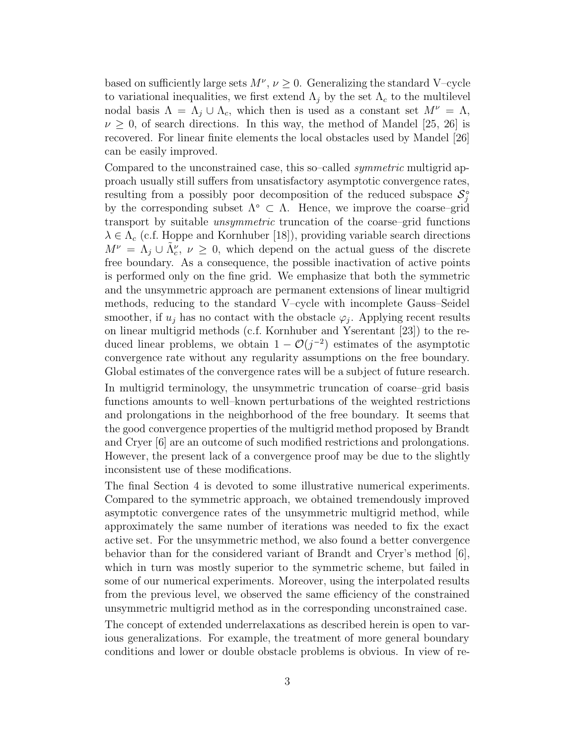based on sufficiently large sets $M^\nu$, $\nu \ge 0$. Generalizing the standard V–cycle to variational inequalities, we first extend $\Lambda_j$ by the set $\Lambda_c$ to the multilevel nodal basis $\Lambda = \Lambda_j \cup \Lambda_c$, which then is used as a constant set $M^\nu = \Lambda$, $\nu \ge 0$, of search directions. In this way, the method of Mandel [25, 26] is recovered. For linear finite elements the local obstacles used by Mandel [26] can be easily improved.

Compared to the unconstrained case, this so–called *symmetric* multigrid approach usually still suffers from unsatisfactory asymptotic convergence rates, resulting from a possibly poor decomposition of the reduced subspace $\mathcal{S}_j^\circ$ by the corresponding subset $\Lambda^\circ \subset \Lambda$. Hence, we improve the coarse–grid transport by suitable *unsymmetric* truncation of the coarse–grid functions $\lambda \in \Lambda_c$ (c.f. Hoppe and Kornhuber [18]), providing variable search directions $M^\nu = \Lambda_j \cup \tilde{\Lambda}_c^\nu$, $\nu \ge 0$, which depend on the actual guess of the discrete free boundary. As a consequence, the possible inactivation of active points is performed only on the fine grid. We emphasize that both the symmetric and the unsymmetric approach are permanent extensions of linear multigrid methods, reducing to the standard V–cycle with incomplete Gauss–Seidel smoother, if $u_j$ has no contact with the obstacle $\varphi_j$. Applying recent results on linear multigrid methods (c.f. Kornhuber and Yserentant [23]) to the reduced linear problems, we obtain $1 - \mathcal{O}(j^{-2})$ estimates of the asymptotic convergence rate without any regularity assumptions on the free boundary. Global estimates of the convergence rates will be a subject of future research.

In multigrid terminology, the unsymmetric truncation of coarse–grid basis functions amounts to well–known perturbations of the weighted restrictions and prolongations in the neighborhood of the free boundary. It seems that the good convergence properties of the multigrid method proposed by Brandt and Cryer [6] are an outcome of such modified restrictions and prolongations. However, the present lack of a convergence proof may be due to the slightly inconsistent use of these modifications.

The final Section 4 is devoted to some illustrative numerical experiments. Compared to the symmetric approach, we obtained tremendously improved asymptotic convergence rates of the unsymmetric multigrid method, while approximately the same number of iterations was needed to fix the exact active set. For the unsymmetric method, we also found a better convergence behavior than for the considered variant of Brandt and Cryer's method [6], which in turn was mostly superior to the symmetric scheme, but failed in some of our numerical experiments. Moreover, using the interpolated results from the previous level, we observed the same efficiency of the constrained unsymmetric multigrid method as in the corresponding unconstrained case.

The concept of extended underrelaxations as described herein is open to various generalizations. For example, the treatment of more general boundary conditions and lower or double obstacle problems is obvious. In view of re-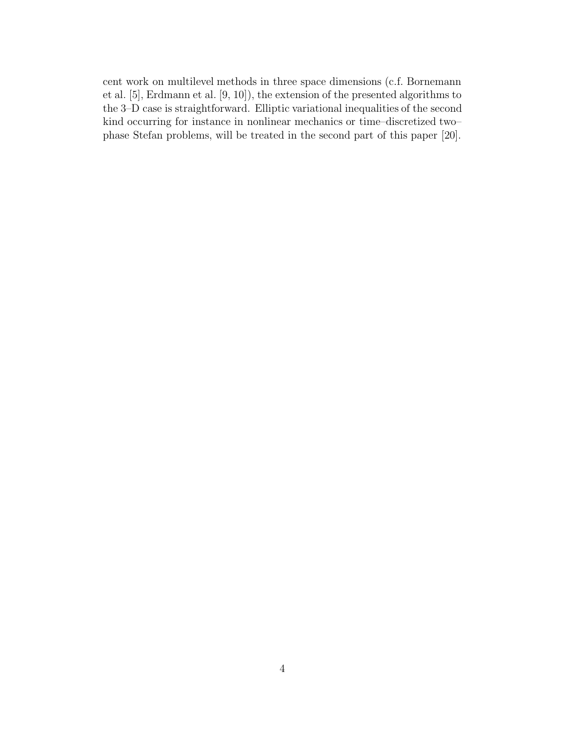cent work on multilevel methods in three space dimensions (c.f. Bornemann et al. [5], Erdmann et al. [9, 10]), the extension of the presented algorithms to the 3–D case is straightforward. Elliptic variational inequalities of the second kind occurring for instance in nonlinear mechanics or time–discretized two–phase Stefan problems, will be treated in the second part of this paper [20].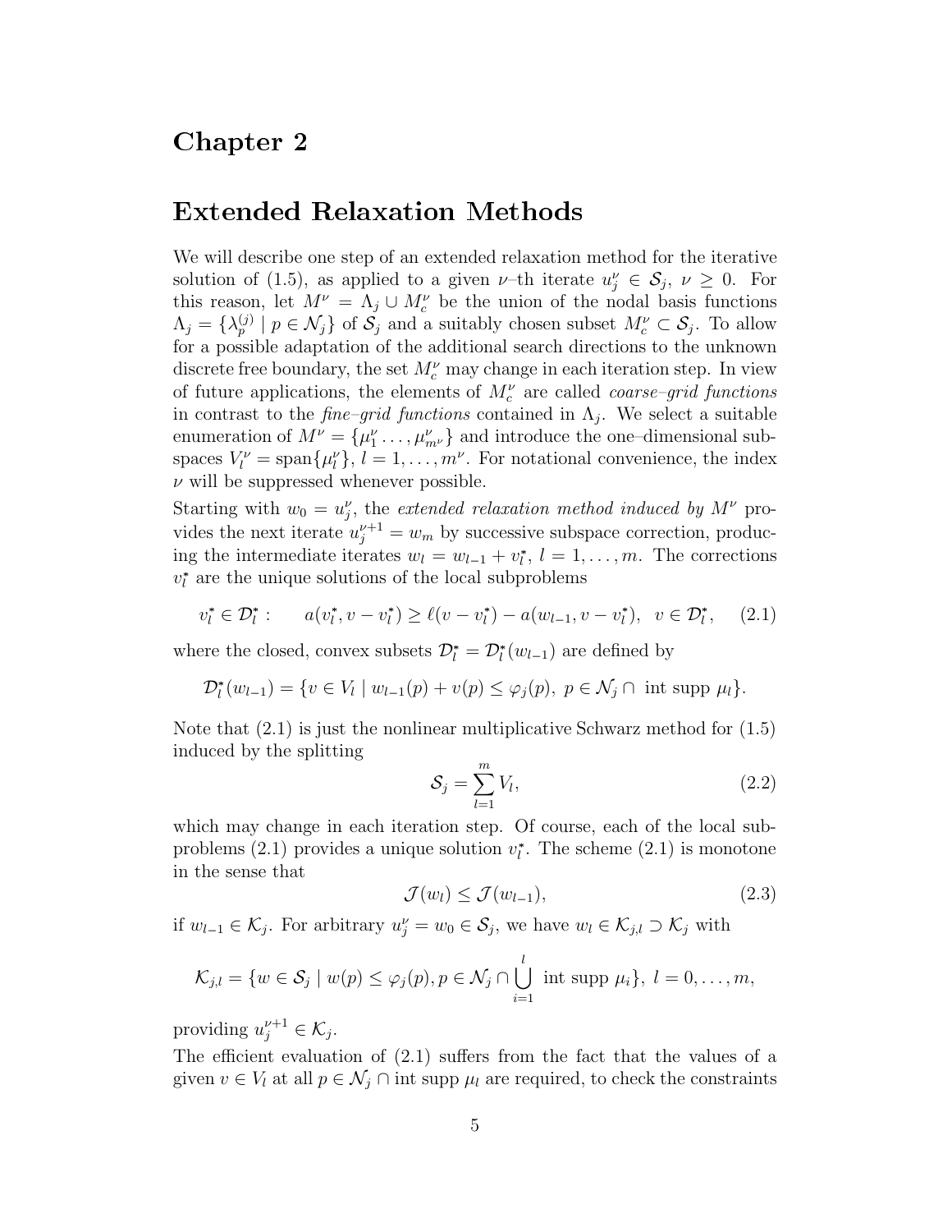# Chapter 2

# Extended Relaxation Methods

We will describe one step of an extended relaxation method for the iterative solution of (1.5), as applied to a given $\nu$–th iterate $u_j^\nu \in \mathcal{S}_j$, $\nu \geq 0$. For this reason, let $M^\nu = \Lambda_j \cup M_c^\nu$ be the union of the nodal basis functions $\Lambda_j = \{\lambda_p^{(j)} \mid p \in \mathcal{N}_j\}$ of $\mathcal{S}_j$ and a suitably chosen subset $M_c^\nu \subset \mathcal{S}_j$. To allow for a possible adaptation of the additional search directions to the unknown discrete free boundary, the set $M_c^\nu$ may change in each iteration step. In view of future applications, the elements of $M_c^\nu$ are called *coarse–grid functions* in contrast to the *fine–grid functions* contained in $\Lambda_j$. We select a suitable enumeration of $M^\nu = \{\mu_1^\nu \dots, \mu_{m^\nu}^\nu\}$ and introduce the one–dimensional subspaces $V_l^\nu = \operatorname{span}\{\mu_l^\nu\}$, $l = 1, \dots, m^\nu$. For notational convenience, the index $\nu$ will be suppressed whenever possible.

Starting with $w_0 = u_j^\nu$, the *extended relaxation method induced by* $M^\nu$ provides the next iterate $u_j^{\nu+1} = w_m$ by successive subspace correction, producing the intermediate iterates $w_l = w_{l-1} + v_l^*$, $l = 1, \dots, m$. The corrections $v_l^*$ are the unique solutions of the local subproblems

$$v_l^* \in \mathcal{D}_l^* : \qquad a(v_l^*, v - v_l^*) \geq \ell(v - v_l^*) - a(w_{l-1}, v - v_l^*), \quad v \in \mathcal{D}_l^*, \tag{2.1}$$

where the closed, convex subsets $\mathcal{D}_l^* = \mathcal{D}_l^*(w_{l-1})$ are defined by

$$\mathcal{D}_l^*(w_{l-1}) = \{v \in V_l \mid w_{l-1}(p) + v(p) \leq \varphi_j(p),\ p \in \mathcal{N}_j \cap \text{ int supp } \mu_l\}.$$

Note that (2.1) is just the nonlinear multiplicative Schwarz method for (1.5) induced by the splitting

$$\mathcal{S}_j = \sum_{l=1}^{m} V_l, \tag{2.2}$$

which may change in each iteration step. Of course, each of the local subproblems (2.1) provides a unique solution $v_l^*$. The scheme (2.1) is monotone in the sense that

$$\mathcal{J}(w_l) \leq \mathcal{J}(w_{l-1}), \tag{2.3}$$

if $w_{l-1} \in \mathcal{K}_j$. For arbitrary $u_j^\nu = w_0 \in \mathcal{S}_j$, we have $w_l \in \mathcal{K}_{j,l} \supset \mathcal{K}_j$ with

$$\mathcal{K}_{j,l} = \{w \in \mathcal{S}_j \mid w(p) \leq \varphi_j(p), p \in \mathcal{N}_j \cap \bigcup_{i=1}^{l} \text{ int supp } \mu_i\},\ l = 0, \dots, m,$$

providing $u_j^{\nu+1} \in \mathcal{K}_j$.

The efficient evaluation of (2.1) suffers from the fact that the values of a given $v \in V_l$ at all $p \in \mathcal{N}_j \cap \text{int supp } \mu_l$ are required, to check the constraints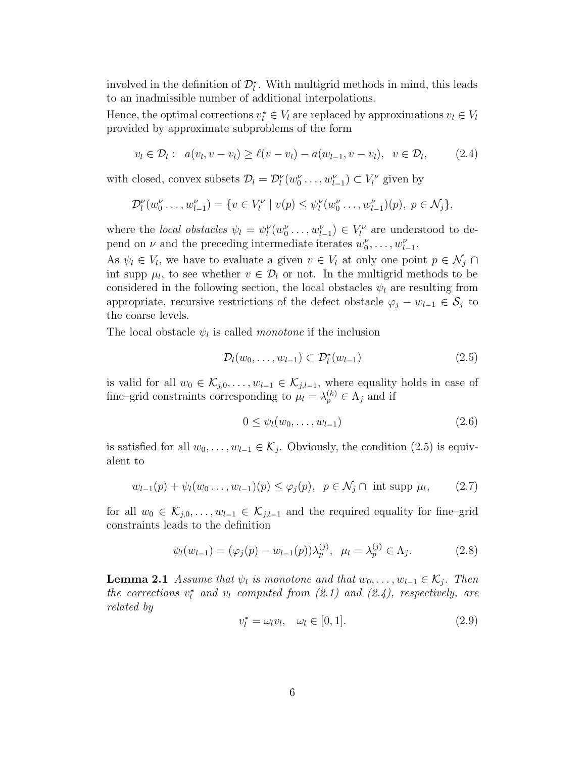involved in the definition of $\mathcal{D}_l^*$. With multigrid methods in mind, this leads to an inadmissible number of additional interpolations.

Hence, the optimal corrections $v_l^* \in V_l$ are replaced by approximations $v_l \in V_l$ provided by approximate subproblems of the form

$$v_l \in \mathcal{D}_l : \quad a(v_l, v - v_l) \geq \ell(v - v_l) - a(w_{l-1}, v - v_l), \quad v \in \mathcal{D}_l, \tag{2.4}$$

with closed, convex subsets $\mathcal{D}_l = \mathcal{D}_l^\nu(w_0^\nu \ldots, w_{l-1}^\nu) \subset V_l^\nu$ given by

$$\mathcal{D}_l^\nu(w_0^\nu \ldots, w_{l-1}^\nu) = \{v \in V_l^\nu \mid v(p) \leq \psi_l^\nu(w_0^\nu \ldots, w_{l-1}^\nu)(p),\ p \in \mathcal{N}_j\},$$

where the *local obstacles* $\psi_l = \psi_l^\nu(w_0^\nu \ldots, w_{l-1}^\nu) \in V_l^\nu$ are understood to depend on $\nu$ and the preceding intermediate iterates $w_0^\nu, \ldots, w_{l-1}^\nu$.

As $\psi_l \in V_l$, we have to evaluate a given $v \in V_l$ at only one point $p \in \mathcal{N}_j \cap$ int supp $\mu_l$, to see whether $v \in \mathcal{D}_l$ or not. In the multigrid methods to be considered in the following section, the local obstacles $\psi_l$ are resulting from appropriate, recursive restrictions of the defect obstacle $\varphi_j - w_{l-1} \in \mathcal{S}_j$ to the coarse levels.

The local obstacle $\psi_l$ is called *monotone* if the inclusion

$$\mathcal{D}_l(w_0, \ldots, w_{l-1}) \subset \mathcal{D}_l^*(w_{l-1}) \tag{2.5}$$

is valid for all $w_0 \in \mathcal{K}_{j,0}, \ldots, w_{l-1} \in \mathcal{K}_{j,l-1}$, where equality holds in case of fine–grid constraints corresponding to $\mu_l = \lambda_p^{(k)} \in \Lambda_j$ and if

$$0 \leq \psi_l(w_0, \ldots, w_{l-1}) \tag{2.6}$$

is satisfied for all $w_0, \ldots, w_{l-1} \in \mathcal{K}_j$. Obviously, the condition (2.5) is equivalent to

$$w_{l-1}(p) + \psi_l(w_0 \ldots, w_{l-1})(p) \leq \varphi_j(p), \quad p \in \mathcal{N}_j \cap \text{ int supp } \mu_l, \tag{2.7}$$

for all $w_0 \in \mathcal{K}_{j,0}, \ldots, w_{l-1} \in \mathcal{K}_{j,l-1}$ and the required equality for fine–grid constraints leads to the definition

$$\psi_l(w_{l-1}) = (\varphi_j(p) - w_{l-1}(p))\lambda_p^{(j)}, \quad \mu_l = \lambda_p^{(j)} \in \Lambda_j. \tag{2.8}$$

**Lemma 2.1** *Assume that $\psi_l$ is monotone and that $w_0, \ldots, w_{l-1} \in \mathcal{K}_j$. Then the corrections $v_l^*$ and $v_l$ computed from (2.1) and (2.4), respectively, are related by*

$$v_l^* = \omega_l v_l, \quad \omega_l \in [0, 1]. \tag{2.9}$$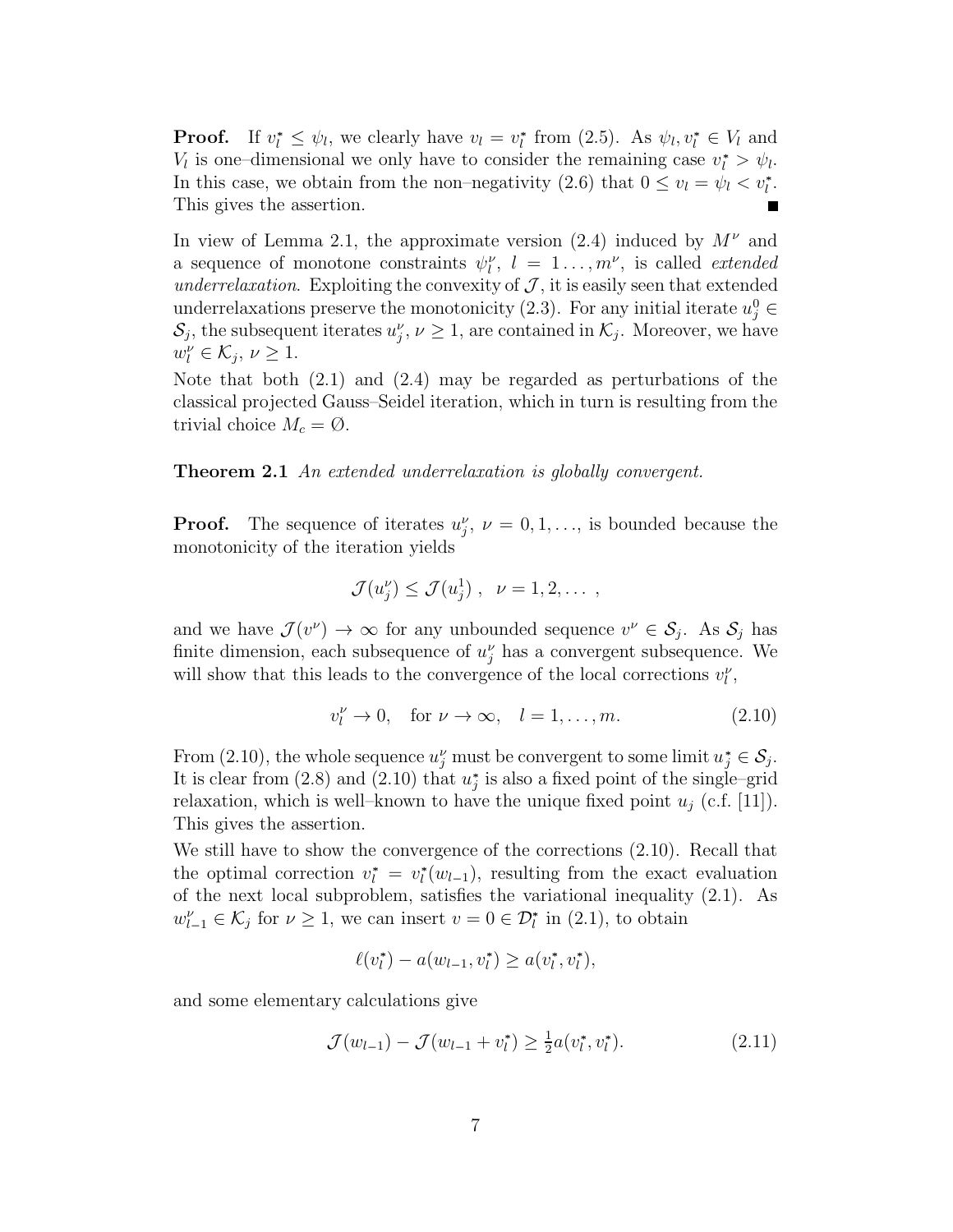**Proof.** If $v_l^* \le \psi_l$, we clearly have $v_l = v_l^*$ from (2.5). As $\psi_l, v_l^* \in V_l$ and $V_l$ is one–dimensional we only have to consider the remaining case $v_l^* > \psi_l$. In this case, we obtain from the non–negativity (2.6) that $0 \le v_l = \psi_l < v_l^*$. This gives the assertion. ∎

In view of Lemma 2.1, the approximate version (2.4) induced by $M^\nu$ and a sequence of monotone constraints $\psi_l^\nu$, $l = 1 \ldots, m^\nu$, is called *extended underrelaxation*. Exploiting the convexity of $\mathcal{J}$, it is easily seen that extended underrelaxations preserve the monotonicity (2.3). For any initial iterate $u_j^0 \in \mathcal{S}_j$, the subsequent iterates $u_j^\nu$, $\nu \ge 1$, are contained in $\mathcal{K}_j$. Moreover, we have $w_l^\nu \in \mathcal{K}_j$, $\nu \ge 1$.

Note that both (2.1) and (2.4) may be regarded as perturbations of the classical projected Gauss–Seidel iteration, which in turn is resulting from the trivial choice $M_c = \emptyset$.

**Theorem 2.1** *An extended underrelaxation is globally convergent.*

**Proof.** The sequence of iterates $u_j^\nu$, $\nu = 0, 1, \ldots$, is bounded because the monotonicity of the iteration yields

$$\mathcal{J}(u_j^\nu) \le \mathcal{J}(u_j^1)\,, \quad \nu = 1, 2, \ldots\ ,$$

and we have $\mathcal{J}(v^\nu) \to \infty$ for any unbounded sequence $v^\nu \in \mathcal{S}_j$. As $\mathcal{S}_j$ has finite dimension, each subsequence of $u_j^\nu$ has a convergent subsequence. We will show that this leads to the convergence of the local corrections $v_l^\nu$,

$$v_l^\nu \to 0, \quad \text{for } \nu \to \infty, \quad l = 1, \ldots, m. \tag{2.10}$$

From (2.10), the whole sequence $u_j^\nu$ must be convergent to some limit $u_j^* \in \mathcal{S}_j$. It is clear from (2.8) and (2.10) that $u_j^*$ is also a fixed point of the single–grid relaxation, which is well–known to have the unique fixed point $u_j$ (c.f. [11]). This gives the assertion.

We still have to show the convergence of the corrections (2.10). Recall that the optimal correction $v_l^* = v_l^*(w_{l-1})$, resulting from the exact evaluation of the next local subproblem, satisfies the variational inequality (2.1). As $w_{l-1}^\nu \in \mathcal{K}_j$ for $\nu \ge 1$, we can insert $v = 0 \in \mathcal{D}_l^*$ in (2.1), to obtain

$$\ell(v_l^*) - a(w_{l-1}, v_l^*) \ge a(v_l^*, v_l^*),$$

and some elementary calculations give

$$\mathcal{J}(w_{l-1}) - \mathcal{J}(w_{l-1} + v_l^*) \ge \tfrac{1}{2} a(v_l^*, v_l^*). \tag{2.11}$$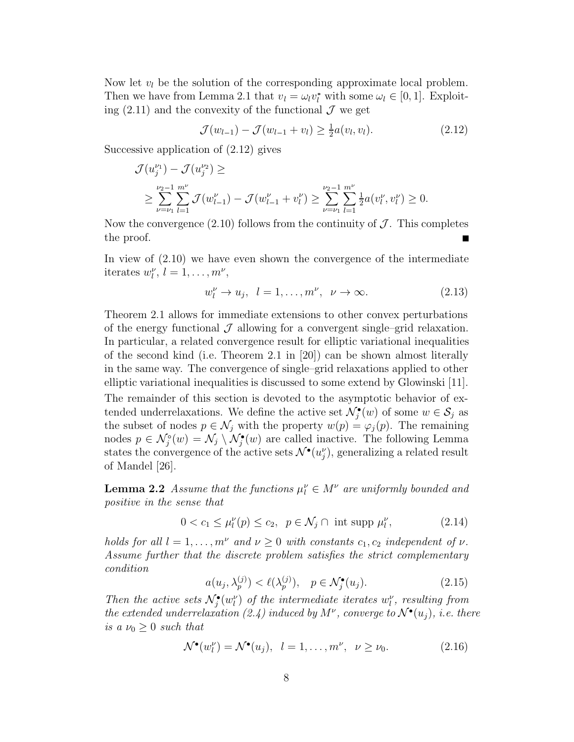Now let $v_l$ be the solution of the corresponding approximate local problem. Then we have from Lemma 2.1 that $v_l = \omega_l v_l^*$ with some $\omega_l \in [0,1]$. Exploiting (2.11) and the convexity of the functional $\mathcal{J}$ we get

$$\mathcal{J}(w_{l-1}) - \mathcal{J}(w_{l-1} + v_l) \geq \tfrac{1}{2} a(v_l, v_l). \tag{2.12}$$

Successive application of (2.12) gives

$$\begin{aligned}
&\mathcal{J}(u_j^{\nu_1}) - \mathcal{J}(u_j^{\nu_2}) \geq \\
&\geq \sum_{\nu=\nu_1}^{\nu_2 - 1} \sum_{l=1}^{m^\nu} \mathcal{J}(w_{l-1}^\nu) - \mathcal{J}(w_{l-1}^\nu + v_l^\nu) \geq \sum_{\nu=\nu_1}^{\nu_2 - 1} \sum_{l=1}^{m^\nu} \tfrac{1}{2} a(v_l^\nu, v_l^\nu) \geq 0.
\end{aligned}$$

Now the convergence (2.10) follows from the continuity of $\mathcal{J}$. This completes the proof. ■

In view of (2.10) we have even shown the convergence of the intermediate iterates $w_l^\nu$, $l = 1, \ldots, m^\nu$,

$$w_l^\nu \to u_j, \quad l = 1, \ldots, m^\nu, \quad \nu \to \infty. \tag{2.13}$$

Theorem 2.1 allows for immediate extensions to other convex perturbations of the energy functional $\mathcal{J}$ allowing for a convergent single–grid relaxation. In particular, a related convergence result for elliptic variational inequalities of the second kind (i.e. Theorem 2.1 in [20]) can be shown almost literally in the same way. The convergence of single–grid relaxations applied to other elliptic variational inequalities is discussed to some extend by Glowinski [11].

The remainder of this section is devoted to the asymptotic behavior of extended underrelaxations. We define the active set $\mathcal{N}_j^\bullet(w)$ of some $w \in \mathcal{S}_j$ as the subset of nodes $p \in \mathcal{N}_j$ with the property $w(p) = \varphi_j(p)$. The remaining nodes $p \in \mathcal{N}_j^\circ(w) = \mathcal{N}_j \setminus \mathcal{N}_j^\bullet(w)$ are called inactive. The following Lemma states the convergence of the active sets $\mathcal{N}^\bullet(u_j^\nu)$, generalizing a related result of Mandel [26].

**Lemma 2.2** *Assume that the functions $\mu_l^\nu \in M^\nu$ are uniformly bounded and positive in the sense that*

$$0 < c_1 \leq \mu_l^\nu(p) \leq c_2, \quad p \in \mathcal{N}_j \cap \text{ int supp } \mu_l^\nu, \tag{2.14}$$

*holds for all $l = 1, \ldots, m^\nu$ and $\nu \geq 0$ with constants $c_1, c_2$ independent of $\nu$. Assume further that the discrete problem satisfies the strict complementary condition*

$$a(u_j, \lambda_p^{(j)}) < \ell(\lambda_p^{(j)}), \quad p \in \mathcal{N}_j^\bullet(u_j). \tag{2.15}$$

*Then the active sets $\mathcal{N}_j^\bullet(w_l^\nu)$ of the intermediate iterates $w_l^\nu$, resulting from the extended underrelaxation (2.4) induced by $M^\nu$, converge to $\mathcal{N}^\bullet(u_j)$, i.e. there is a $\nu_0 \geq 0$ such that*

$$\mathcal{N}^\bullet(w_l^\nu) = \mathcal{N}^\bullet(u_j), \quad l = 1, \ldots, m^\nu, \quad \nu \geq \nu_0. \tag{2.16}$$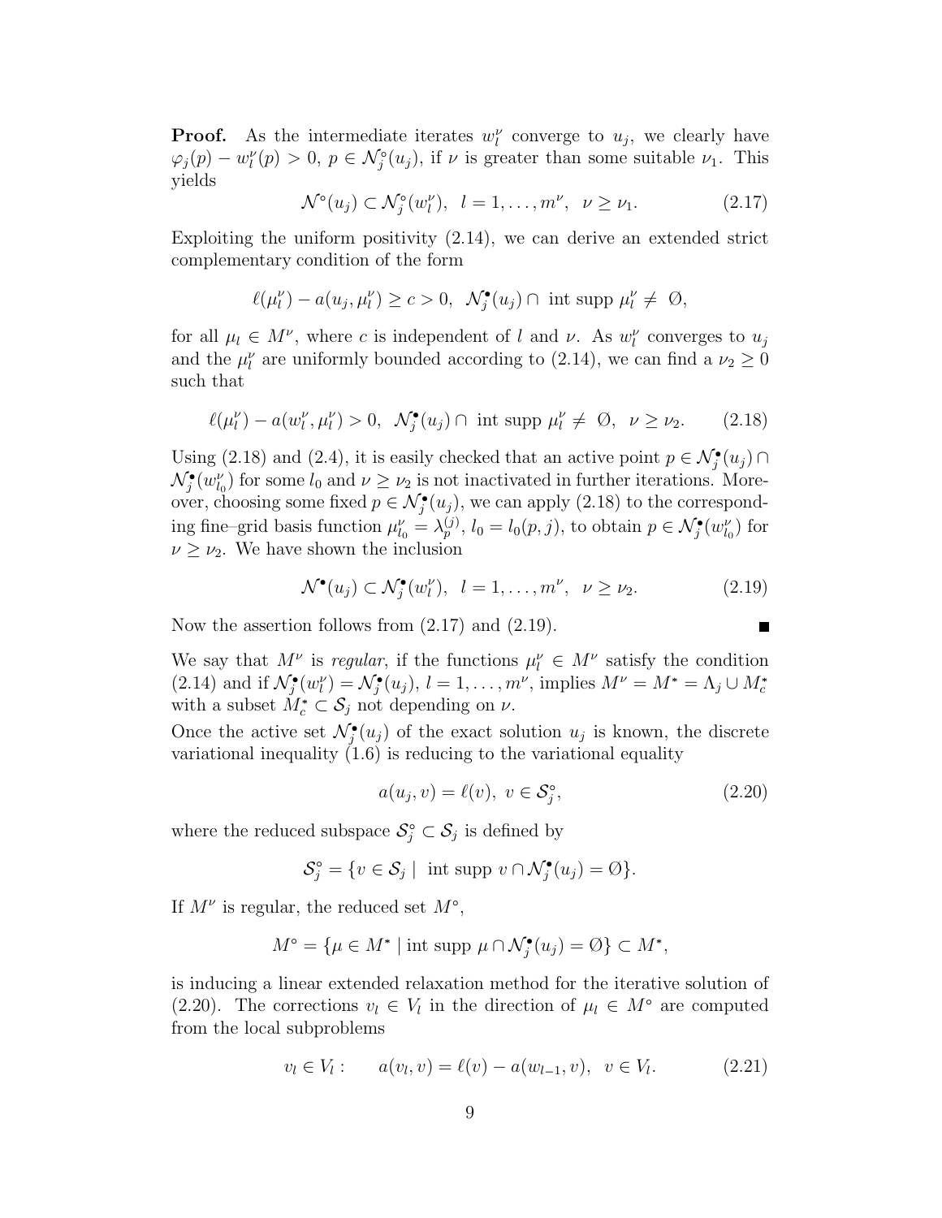**Proof.** As the intermediate iterates $w_l^\nu$ converge to $u_j$, we clearly have $\varphi_j(p) - w_l^\nu(p) > 0$, $p \in \mathcal{N}_j^\circ(u_j)$, if $\nu$ is greater than some suitable $\nu_1$. This yields

$$\mathcal{N}^\circ(u_j) \subset \mathcal{N}_j^\circ(w_l^\nu), \;\; l = 1, \dots, m^\nu, \;\; \nu \geq \nu_1. \tag{2.17}$$

Exploiting the uniform positivity (2.14), we can derive an extended strict complementary condition of the form

$$\ell(\mu_l^\nu) - a(u_j, \mu_l^\nu) \geq c > 0, \;\; \mathcal{N}_j^\bullet(u_j) \cap \text{ int supp } \mu_l^\nu \neq \emptyset,$$

for all $\mu_l \in M^\nu$, where $c$ is independent of $l$ and $\nu$. As $w_l^\nu$ converges to $u_j$ and the $\mu_l^\nu$ are uniformly bounded according to (2.14), we can find a $\nu_2 \geq 0$ such that

$$\ell(\mu_l^\nu) - a(w_l^\nu, \mu_l^\nu) > 0, \;\; \mathcal{N}_j^\bullet(u_j) \cap \text{ int supp } \mu_l^\nu \neq \emptyset, \;\; \nu \geq \nu_2. \tag{2.18}$$

Using (2.18) and (2.4), it is easily checked that an active point $p \in \mathcal{N}_j^\bullet(u_j) \cap \mathcal{N}_j^\bullet(w_{l_0}^\nu)$ for some $l_0$ and $\nu \geq \nu_2$ is not inactivated in further iterations. Moreover, choosing some fixed $p \in \mathcal{N}_j^\bullet(u_j)$, we can apply (2.18) to the corresponding fine–grid basis function $\mu_{l_0}^\nu = \lambda_p^{(j)}$, $l_0 = l_0(p, j)$, to obtain $p \in \mathcal{N}_j^\bullet(w_{l_0}^\nu)$ for $\nu \geq \nu_2$. We have shown the inclusion

$$\mathcal{N}^\bullet(u_j) \subset \mathcal{N}_j^\bullet(w_l^\nu), \;\; l = 1, \dots, m^\nu, \;\; \nu \geq \nu_2. \tag{2.19}$$

Now the assertion follows from (2.17) and (2.19). ∎

We say that $M^\nu$ is *regular*, if the functions $\mu_l^\nu \in M^\nu$ satisfy the condition (2.14) and if $\mathcal{N}_j^\bullet(w_l^\nu) = \mathcal{N}_j^\bullet(u_j)$, $l = 1, \dots, m^\nu$, implies $M^\nu = M^* = \Lambda_j \cup M_c^*$ with a subset $M_c^* \subset \mathcal{S}_j$ not depending on $\nu$.

Once the active set $\mathcal{N}_j^\bullet(u_j)$ of the exact solution $u_j$ is known, the discrete variational inequality (1.6) is reducing to the variational equality

$$a(u_j, v) = \ell(v), \;\; v \in \mathcal{S}_j^\circ, \tag{2.20}$$

where the reduced subspace $\mathcal{S}_j^\circ \subset \mathcal{S}_j$ is defined by

$$\mathcal{S}_j^\circ = \{v \in \mathcal{S}_j \mid \text{ int supp } v \cap \mathcal{N}_j^\bullet(u_j) = \emptyset\}.$$

If $M^\nu$ is regular, the reduced set $M^\circ$,

$$M^\circ = \{\mu \in M^* \mid \text{int supp } \mu \cap \mathcal{N}_j^\bullet(u_j) = \emptyset\} \subset M^*,$$

is inducing a linear extended relaxation method for the iterative solution of (2.20). The corrections $v_l \in V_l$ in the direction of $\mu_l \in M^\circ$ are computed from the local subproblems

$$v_l \in V_l: \qquad a(v_l, v) = \ell(v) - a(w_{l-1}, v), \;\; v \in V_l. \tag{2.21}$$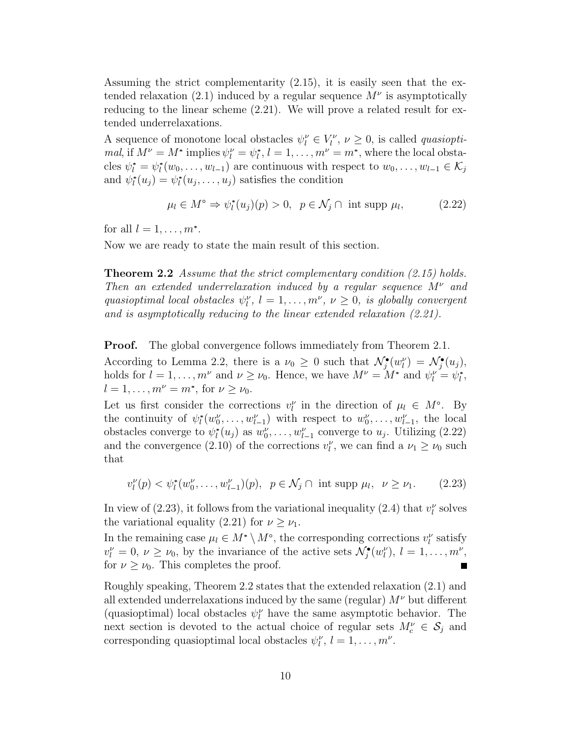Assuming the strict complementarity (2.15), it is easily seen that the extended relaxation (2.1) induced by a regular sequence $M^\nu$ is asymptotically reducing to the linear scheme (2.21). We will prove a related result for extended underrelaxations.

A sequence of monotone local obstacles $\psi_l^\nu \in V_l^\nu$, $\nu \geq 0$, is called *quasioptimal*, if $M^\nu = M^*$ implies $\psi_l^\nu = \psi_l^*$, $l = 1, \ldots, m^\nu = m^*$, where the local obstacles $\psi_l^* = \psi_l^*(w_0, \ldots, w_{l-1})$ are continuous with respect to $w_0, \ldots, w_{l-1} \in \mathcal{K}_j$ and $\psi_l^*(u_j) = \psi_l^*(u_j, \ldots, u_j)$ satisfies the condition

$$\mu_l \in M^\circ \Rightarrow \psi_l^*(u_j)(p) > 0, \quad p \in \mathcal{N}_j \cap \text{ int supp } \mu_l, \tag{2.22}$$

for all $l = 1, \ldots, m^*$.

Now we are ready to state the main result of this section.

**Theorem 2.2** *Assume that the strict complementary condition (2.15) holds. Then an extended underrelaxation induced by a regular sequence $M^\nu$ and quasioptimal local obstacles $\psi_l^\nu$, $l = 1, \ldots, m^\nu$, $\nu \geq 0$, is globally convergent and is asymptotically reducing to the linear extended relaxation (2.21).*

**Proof.** The global convergence follows immediately from Theorem 2.1.

According to Lemma 2.2, there is a $\nu_0 \geq 0$ such that $\mathcal{N}_j^\bullet(w_l^\nu) = \mathcal{N}_j^\bullet(u_j)$, holds for $l = 1, \ldots, m^\nu$ and $\nu \geq \nu_0$. Hence, we have $M^\nu = M^*$ and $\psi_l^\nu = \psi_l^*$, $l = 1, \ldots, m^\nu = m^*$, for $\nu \geq \nu_0$.

Let us first consider the corrections $v_l^\nu$ in the direction of $\mu_l \in M^\circ$. By the continuity of $\psi_l^*(w_0^\nu, \ldots, w_{l-1}^\nu)$ with respect to $w_0^\nu, \ldots, w_{l-1}^\nu$, the local obstacles converge to $\psi_l^*(u_j)$ as $w_0^\nu, \ldots, w_{l-1}^\nu$ converge to $u_j$. Utilizing (2.22) and the convergence (2.10) of the corrections $v_l^\nu$, we can find a $\nu_1 \geq \nu_0$ such that

$$v_l^\nu(p) < \psi_l^*(w_0^\nu, \ldots, w_{l-1}^\nu)(p), \quad p \in \mathcal{N}_j \cap \text{ int supp } \mu_l, \quad \nu \geq \nu_1. \tag{2.23}$$

In view of (2.23), it follows from the variational inequality (2.4) that $v_l^\nu$ solves the variational equality (2.21) for $\nu \geq \nu_1$.

In the remaining case $\mu_l \in M^* \setminus M^\circ$, the corresponding corrections $v_l^\nu$ satisfy $v_l^\nu = 0$, $\nu \geq \nu_0$, by the invariance of the active sets $\mathcal{N}_j^\bullet(w_l^\nu)$, $l = 1, \ldots, m^\nu$, for $\nu \geq \nu_0$. This completes the proof. ∎

Roughly speaking, Theorem 2.2 states that the extended relaxation (2.1) and all extended underrelaxations induced by the same (regular) $M^\nu$ but different (quasioptimal) local obstacles $\psi_l^\nu$ have the same asymptotic behavior. The next section is devoted to the actual choice of regular sets $M_c^\nu \in \mathcal{S}_j$ and corresponding quasioptimal local obstacles $\psi_l^\nu$, $l = 1, \ldots, m^\nu$.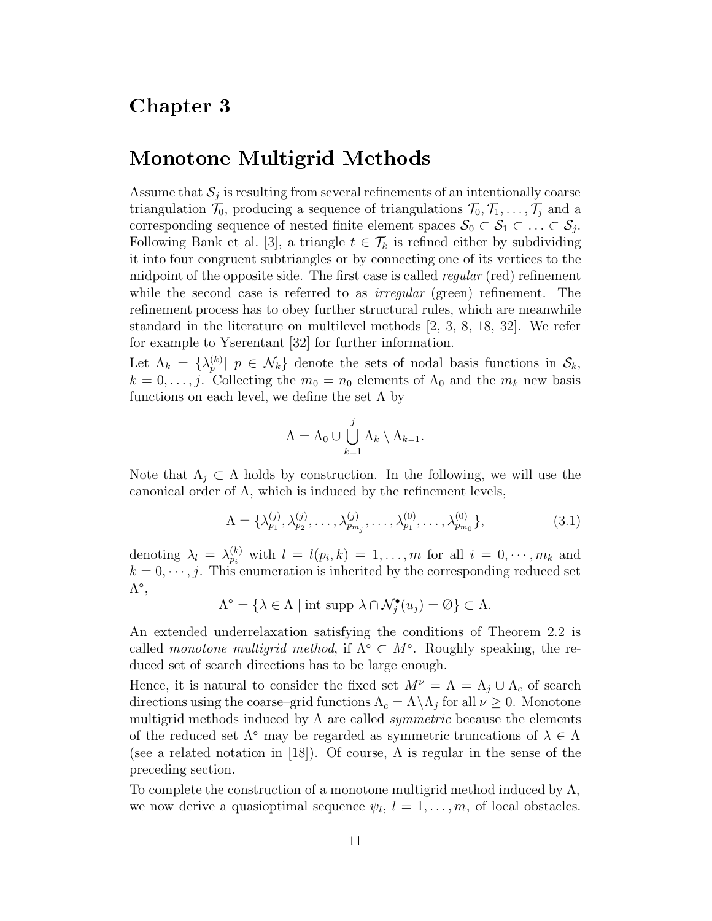# Chapter 3

# Monotone Multigrid Methods

Assume that $\mathcal{S}_j$ is resulting from several refinements of an intentionally coarse triangulation $\mathcal{T}_0$, producing a sequence of triangulations $\mathcal{T}_0, \mathcal{T}_1, \ldots, \mathcal{T}_j$ and a corresponding sequence of nested finite element spaces $\mathcal{S}_0 \subset \mathcal{S}_1 \subset \ldots \subset \mathcal{S}_j$. Following Bank et al. [3], a triangle $t \in \mathcal{T}_k$ is refined either by subdividing it into four congruent subtriangles or by connecting one of its vertices to the midpoint of the opposite side. The first case is called *regular* (red) refinement while the second case is referred to as *irregular* (green) refinement. The refinement process has to obey further structural rules, which are meanwhile standard in the literature on multilevel methods [2, 3, 8, 18, 32]. We refer for example to Yserentant [32] for further information.

Let $\Lambda_k = \{\lambda_p^{(k)} | \ p \in \mathcal{N}_k\}$ denote the sets of nodal basis functions in $\mathcal{S}_k$, $k = 0, \ldots, j$. Collecting the $m_0 = n_0$ elements of $\Lambda_0$ and the $m_k$ new basis functions on each level, we define the set $\Lambda$ by

$$\Lambda = \Lambda_0 \cup \bigcup_{k=1}^{j} \Lambda_k \setminus \Lambda_{k-1}.$$

Note that $\Lambda_j \subset \Lambda$ holds by construction. In the following, we will use the canonical order of $\Lambda$, which is induced by the refinement levels,

$$\Lambda = \{\lambda_{p_1}^{(j)}, \lambda_{p_2}^{(j)}, \ldots, \lambda_{p_{m_j}}^{(j)}, \ldots, \lambda_{p_1}^{(0)}, \ldots, \lambda_{p_{m_0}}^{(0)}\}, \tag{3.1}$$

denoting $\lambda_l = \lambda_{p_i}^{(k)}$ with $l = l(p_i, k) = 1, \ldots, m$ for all $i = 0, \cdots, m_k$ and $k = 0, \cdots, j$. This enumeration is inherited by the corresponding reduced set $\Lambda^\circ$,

$$\Lambda^\circ = \{\lambda \in \Lambda \mid \text{int supp } \lambda \cap \mathcal{N}_j^\bullet(u_j) = \emptyset\} \subset \Lambda.$$

An extended underrelaxation satisfying the conditions of Theorem 2.2 is called *monotone multigrid method*, if $\Lambda^\circ \subset M^\circ$. Roughly speaking, the reduced set of search directions has to be large enough.

Hence, it is natural to consider the fixed set $M^\nu = \Lambda = \Lambda_j \cup \Lambda_c$ of search directions using the coarse–grid functions $\Lambda_c = \Lambda \backslash \Lambda_j$ for all $\nu \geq 0$. Monotone multigrid methods induced by $\Lambda$ are called *symmetric* because the elements of the reduced set $\Lambda^\circ$ may be regarded as symmetric truncations of $\lambda \in \Lambda$ (see a related notation in [18]). Of course, $\Lambda$ is regular in the sense of the preceding section.

To complete the construction of a monotone multigrid method induced by $\Lambda$, we now derive a quasioptimal sequence $\psi_l$, $l = 1, \ldots, m$, of local obstacles.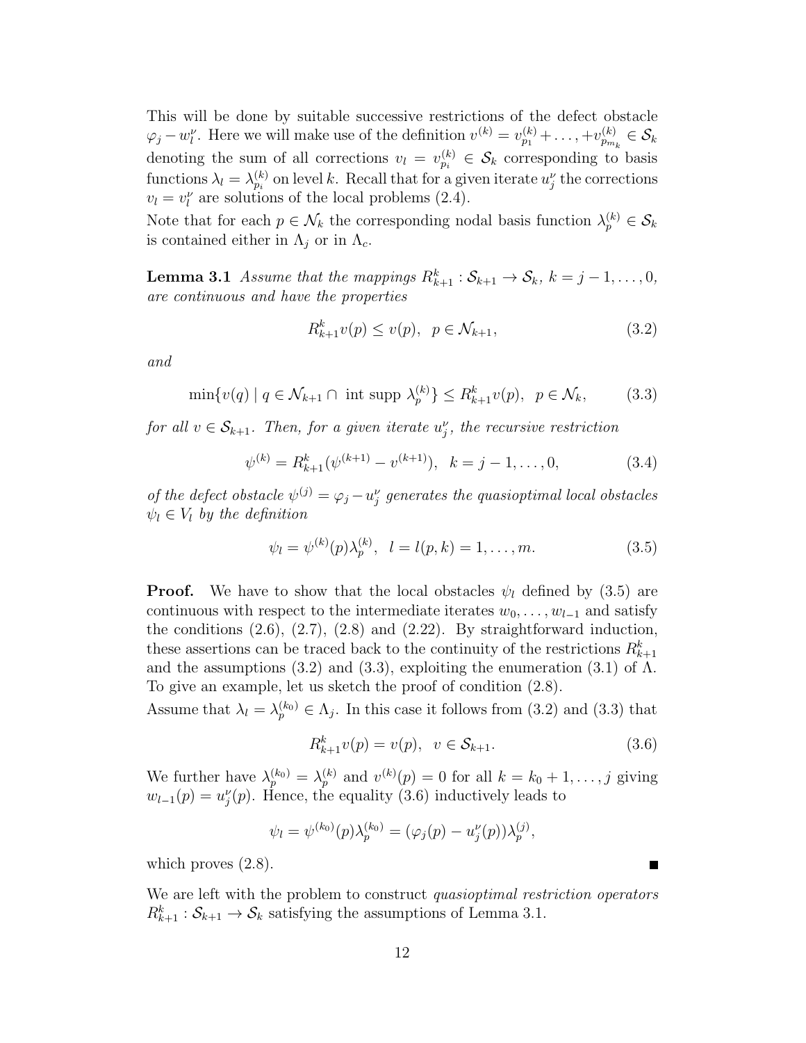This will be done by suitable successive restrictions of the defect obstacle $\varphi_j - w_l^\nu$. Here we will make use of the definition $v^{(k)} = v_{p_1}^{(k)} + \ldots, + v_{p_{m_k}}^{(k)} \in \mathcal{S}_k$ denoting the sum of all corrections $v_l = v_{p_i}^{(k)} \in \mathcal{S}_k$ corresponding to basis functions $\lambda_l = \lambda_{p_i}^{(k)}$ on level $k$. Recall that for a given iterate $u_j^\nu$ the corrections $v_l = v_l^\nu$ are solutions of the local problems (2.4).

Note that for each $p \in \mathcal{N}_k$ the corresponding nodal basis function $\lambda_p^{(k)} \in \mathcal{S}_k$ is contained either in $\Lambda_j$ or in $\Lambda_c$.

**Lemma 3.1** *Assume that the mappings $R_{k+1}^k : \mathcal{S}_{k+1} \to \mathcal{S}_k$, $k = j-1, \ldots, 0$, are continuous and have the properties*

$$R_{k+1}^k v(p) \leq v(p), \quad p \in \mathcal{N}_{k+1}, \tag{3.2}$$

*and*

$$\min\{v(q) \mid q \in \mathcal{N}_{k+1} \cap \text{ int supp } \lambda_p^{(k)}\} \leq R_{k+1}^k v(p), \quad p \in \mathcal{N}_k, \tag{3.3}$$

*for all $v \in \mathcal{S}_{k+1}$. Then, for a given iterate $u_j^\nu$, the recursive restriction*

$$\psi^{(k)} = R_{k+1}^k(\psi^{(k+1)} - v^{(k+1)}), \quad k = j-1, \ldots, 0, \tag{3.4}$$

*of the defect obstacle $\psi^{(j)} = \varphi_j - u_j^\nu$ generates the quasioptimal local obstacles $\psi_l \in V_l$ by the definition*

$$\psi_l = \psi^{(k)}(p)\lambda_p^{(k)}, \quad l = l(p,k) = 1, \ldots, m. \tag{3.5}$$

**Proof.** We have to show that the local obstacles $\psi_l$ defined by (3.5) are continuous with respect to the intermediate iterates $w_0, \ldots, w_{l-1}$ and satisfy the conditions (2.6), (2.7), (2.8) and (2.22). By straightforward induction, these assertions can be traced back to the continuity of the restrictions $R_{k+1}^k$ and the assumptions (3.2) and (3.3), exploiting the enumeration (3.1) of $\Lambda$. To give an example, let us sketch the proof of condition (2.8).

Assume that $\lambda_l = \lambda_p^{(k_0)} \in \Lambda_j$. In this case it follows from (3.2) and (3.3) that

$$R_{k+1}^k v(p) = v(p), \quad v \in \mathcal{S}_{k+1}. \tag{3.6}$$

We further have $\lambda_p^{(k_0)} = \lambda_p^{(k)}$ and $v^{(k)}(p) = 0$ for all $k = k_0+1, \ldots, j$ giving $w_{l-1}(p) = u_j^\nu(p)$. Hence, the equality (3.6) inductively leads to

$$\psi_l = \psi^{(k_0)}(p)\lambda_p^{(k_0)} = (\varphi_j(p) - u_j^\nu(p))\lambda_p^{(j)},$$

which proves (2.8). ∎

We are left with the problem to construct *quasioptimal restriction operators* $R_{k+1}^k : \mathcal{S}_{k+1} \to \mathcal{S}_k$ satisfying the assumptions of Lemma 3.1.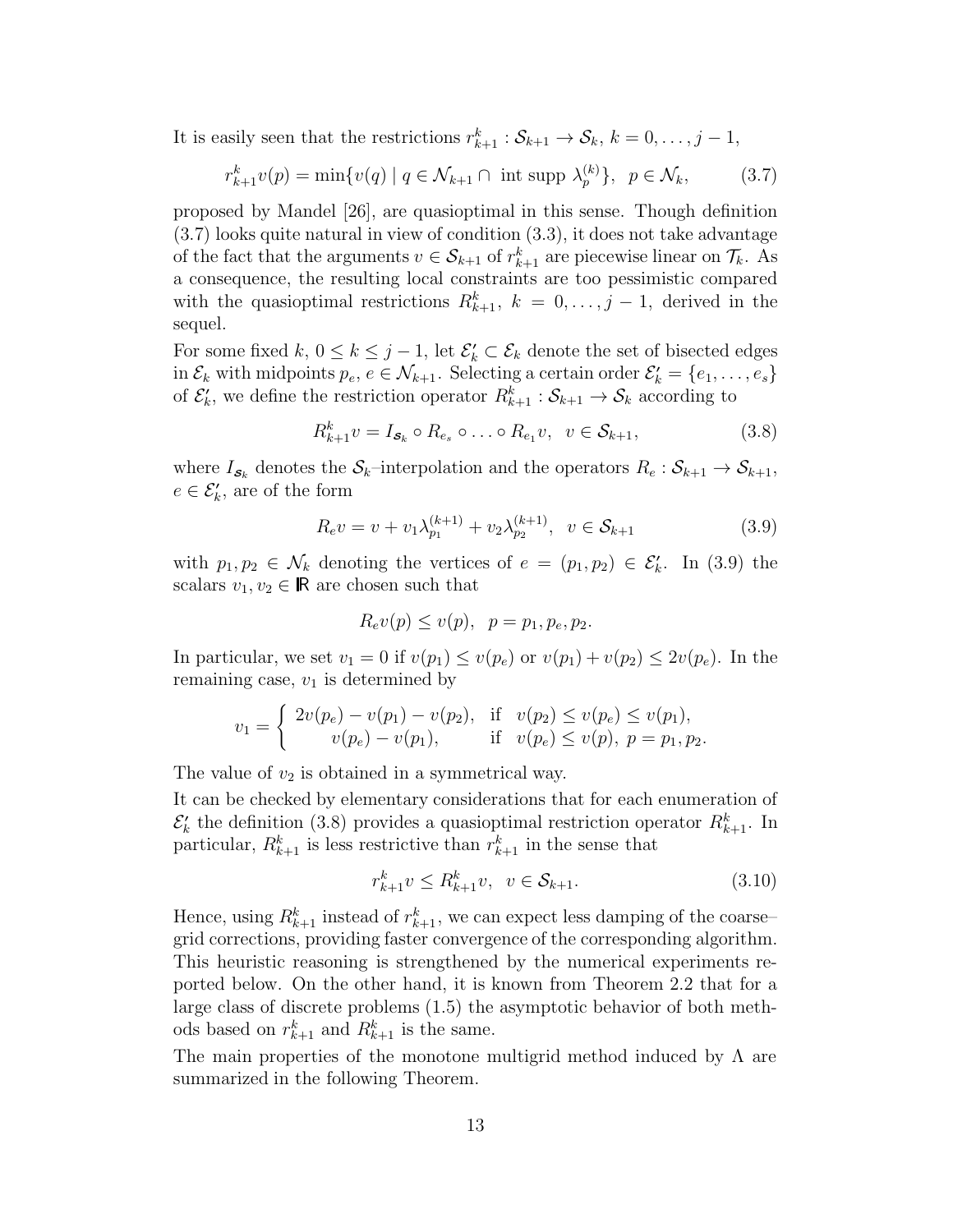It is easily seen that the restrictions $r_{k+1}^k : \mathcal{S}_{k+1} \to \mathcal{S}_k$, $k = 0, \dots, j-1$,

$$r_{k+1}^k v(p) = \min\{v(q) \mid q \in \mathcal{N}_{k+1} \cap \text{ int supp } \lambda_p^{(k)}\}, \;\; p \in \mathcal{N}_k, \tag{3.7}$$

proposed by Mandel [26], are quasioptimal in this sense. Though definition (3.7) looks quite natural in view of condition (3.3), it does not take advantage of the fact that the arguments $v \in \mathcal{S}_{k+1}$ of $r_{k+1}^k$ are piecewise linear on $\mathcal{T}_k$. As a consequence, the resulting local constraints are too pessimistic compared with the quasioptimal restrictions $R_{k+1}^k$, $k = 0, \dots, j-1$, derived in the sequel.

For some fixed $k$, $0 \le k \le j-1$, let $\mathcal{E}_k' \subset \mathcal{E}_k$ denote the set of bisected edges in $\mathcal{E}_k$ with midpoints $p_e$, $e \in \mathcal{N}_{k+1}$. Selecting a certain order $\mathcal{E}_k' = \{e_1, \dots, e_s\}$ of $\mathcal{E}_k'$, we define the restriction operator $R_{k+1}^k : \mathcal{S}_{k+1} \to \mathcal{S}_k$ according to

$$R_{k+1}^k v = I_{\mathcal{S}_k} \circ R_{e_s} \circ \dots \circ R_{e_1} v, \;\; v \in \mathcal{S}_{k+1}, \tag{3.8}$$

where $I_{\mathcal{S}_k}$ denotes the $\mathcal{S}_k$–interpolation and the operators $R_e : \mathcal{S}_{k+1} \to \mathcal{S}_{k+1}$, $e \in \mathcal{E}_k'$, are of the form

$$R_e v = v + v_1 \lambda_{p_1}^{(k+1)} + v_2 \lambda_{p_2}^{(k+1)}, \;\; v \in \mathcal{S}_{k+1} \tag{3.9}$$

with $p_1, p_2 \in \mathcal{N}_k$ denoting the vertices of $e = (p_1, p_2) \in \mathcal{E}_k'$. In (3.9) the scalars $v_1, v_2 \in \mathbb{R}$ are chosen such that

$$R_e v(p) \le v(p), \;\; p = p_1, p_e, p_2.$$

In particular, we set $v_1 = 0$ if $v(p_1) \le v(p_e)$ or $v(p_1) + v(p_2) \le 2v(p_e)$. In the remaining case, $v_1$ is determined by

$$v_1 = \begin{cases} 2v(p_e) - v(p_1) - v(p_2), & \text{if } \;\; v(p_2) \le v(p_e) \le v(p_1), \\ \quad v(p_e) - v(p_1), & \text{if } \;\; v(p_e) \le v(p), \; p = p_1, p_2. \end{cases}$$

The value of $v_2$ is obtained in a symmetrical way.

It can be checked by elementary considerations that for each enumeration of $\mathcal{E}_k'$ the definition (3.8) provides a quasioptimal restriction operator $R_{k+1}^k$. In particular, $R_{k+1}^k$ is less restrictive than $r_{k+1}^k$ in the sense that

$$r_{k+1}^k v \le R_{k+1}^k v, \;\; v \in \mathcal{S}_{k+1}. \tag{3.10}$$

Hence, using $R_{k+1}^k$ instead of $r_{k+1}^k$, we can expect less damping of the coarse–grid corrections, providing faster convergence of the corresponding algorithm. This heuristic reasoning is strengthened by the numerical experiments reported below. On the other hand, it is known from Theorem 2.2 that for a large class of discrete problems (1.5) the asymptotic behavior of both methods based on $r_{k+1}^k$ and $R_{k+1}^k$ is the same.

The main properties of the monotone multigrid method induced by $\Lambda$ are summarized in the following Theorem.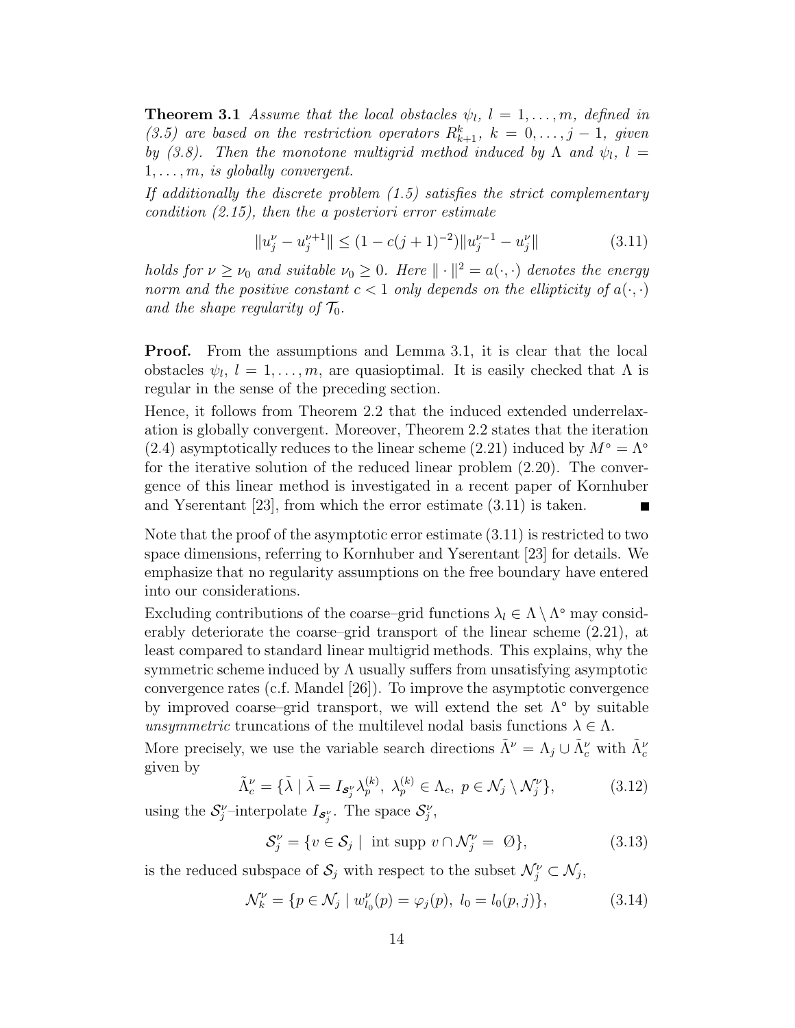**Theorem 3.1** *Assume that the local obstacles $\psi_l$, $l = 1, \ldots, m$, defined in (3.5) are based on the restriction operators $R_{k+1}^k$, $k = 0, \ldots, j-1$, given by (3.8). Then the monotone multigrid method induced by $\Lambda$ and $\psi_l$, $l = 1, \ldots, m$, is globally convergent.*

*If additionally the discrete problem (1.5) satisfies the strict complementary condition (2.15), then the a posteriori error estimate*

$$\|u_j^\nu - u_j^{\nu+1}\| \leq (1 - c(j+1)^{-2}) \|u_j^{\nu-1} - u_j^\nu\| \tag{3.11}$$

*holds for $\nu \geq \nu_0$ and suitable $\nu_0 \geq 0$. Here $\|\cdot\|^2 = a(\cdot,\cdot)$ denotes the energy norm and the positive constant $c < 1$ only depends on the ellipticity of $a(\cdot,\cdot)$ and the shape regularity of $\mathcal{T}_0$.*

**Proof.** From the assumptions and Lemma 3.1, it is clear that the local obstacles $\psi_l$, $l = 1, \ldots, m$, are quasioptimal. It is easily checked that $\Lambda$ is regular in the sense of the preceding section.

Hence, it follows from Theorem 2.2 that the induced extended underrelaxation is globally convergent. Moreover, Theorem 2.2 states that the iteration (2.4) asymptotically reduces to the linear scheme (2.21) induced by $M^\circ = \Lambda^\circ$ for the iterative solution of the reduced linear problem (2.20). The convergence of this linear method is investigated in a recent paper of Kornhuber and Yserentant [23], from which the error estimate (3.11) is taken. ∎

Note that the proof of the asymptotic error estimate (3.11) is restricted to two space dimensions, referring to Kornhuber and Yserentant [23] for details. We emphasize that no regularity assumptions on the free boundary have entered into our considerations.

Excluding contributions of the coarse–grid functions $\lambda_l \in \Lambda \setminus \Lambda^\circ$ may considerably deteriorate the coarse–grid transport of the linear scheme (2.21), at least compared to standard linear multigrid methods. This explains, why the symmetric scheme induced by $\Lambda$ usually suffers from unsatisfying asymptotic convergence rates (c.f. Mandel [26]). To improve the asymptotic convergence by improved coarse–grid transport, we will extend the set $\Lambda^\circ$ by suitable *unsymmetric* truncations of the multilevel nodal basis functions $\lambda \in \Lambda$.

More precisely, we use the variable search directions $\tilde{\Lambda}^\nu = \Lambda_j \cup \tilde{\Lambda}_c^\nu$ with $\tilde{\Lambda}_c^\nu$ given by

$$\tilde{\Lambda}_c^\nu = \{\tilde{\lambda} \mid \tilde{\lambda} = I_{\mathcal{S}_j^\nu} \lambda_p^{(k)},\ \lambda_p^{(k)} \in \Lambda_c,\ p \in \mathcal{N}_j \setminus \mathcal{N}_j^\nu\}, \tag{3.12}$$

using the $\mathcal{S}_j^\nu$–interpolate $I_{\mathcal{S}_j^\nu}$. The space $\mathcal{S}_j^\nu$,

$$\mathcal{S}_j^\nu = \{v \in \mathcal{S}_j \mid \text{ int supp } v \cap \mathcal{N}_j^\nu = \emptyset\}, \tag{3.13}$$

is the reduced subspace of $\mathcal{S}_j$ with respect to the subset $\mathcal{N}_j^\nu \subset \mathcal{N}_j$,

$$\mathcal{N}_k^\nu = \{p \in \mathcal{N}_j \mid w_{l_0}^\nu(p) = \varphi_j(p),\ l_0 = l_0(p,j)\}, \tag{3.14}$$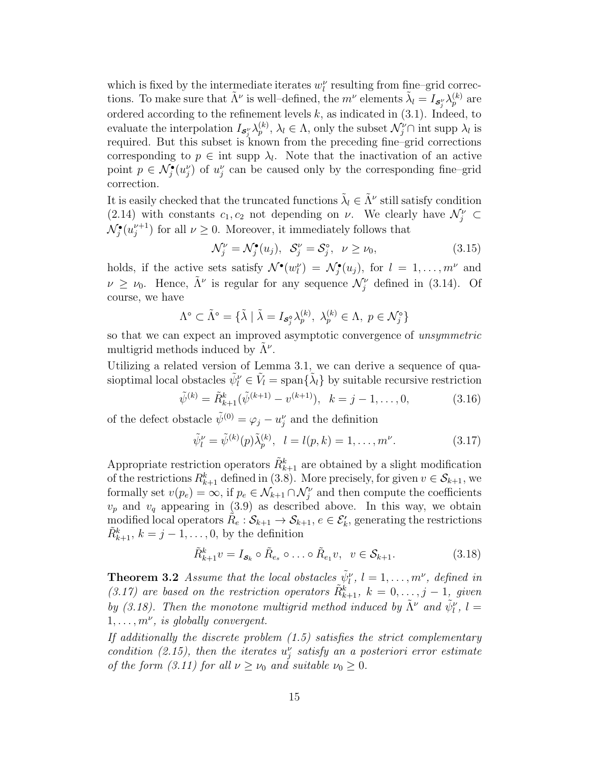which is fixed by the intermediate iterates $w_l^\nu$ resulting from fine–grid corrections. To make sure that $\tilde\Lambda^\nu$ is well–defined, the $m^\nu$ elements $\tilde\lambda_l = I_{\mathcal{S}_j^\nu}\lambda_p^{(k)}$ are ordered according to the refinement levels $k$, as indicated in (3.1). Indeed, to evaluate the interpolation $I_{\mathcal{S}_j^\nu}\lambda_p^{(k)}$, $\lambda_l \in \Lambda$, only the subset $\mathcal{N}_j^\nu \cap$ int supp $\lambda_l$ is required. But this subset is known from the preceding fine–grid corrections corresponding to $p \in$ int supp $\lambda_l$. Note that the inactivation of an active point $p \in \mathcal{N}_j^\bullet(u_j^\nu)$ of $u_j^\nu$ can be caused only by the corresponding fine–grid correction.

It is easily checked that the truncated functions $\tilde\lambda_l \in \tilde\Lambda^\nu$ still satisfy condition (2.14) with constants $c_1, c_2$ not depending on $\nu$. We clearly have $\mathcal{N}_j^\nu \subset \mathcal{N}_j^\bullet(u_j^{\nu+1})$ for all $\nu \geq 0$. Moreover, it immediately follows that

$$\mathcal{N}_j^\nu = \mathcal{N}_j^\bullet(u_j), \quad \mathcal{S}_j^\nu = \mathcal{S}_j^\circ, \quad \nu \geq \nu_0, \tag{3.15}$$

holds, if the active sets satisfy $\mathcal{N}^\bullet(w_l^\nu) = \mathcal{N}_j^\bullet(u_j)$, for $l = 1, \ldots, m^\nu$ and $\nu \geq \nu_0$. Hence, $\tilde\Lambda^\nu$ is regular for any sequence $\mathcal{N}_j^\nu$ defined in (3.14). Of course, we have

$$\Lambda^\circ \subset \tilde\Lambda^\circ = \{\tilde\lambda \mid \tilde\lambda = I_{\mathcal{S}_j^\circ}\lambda_p^{(k)}, \; \lambda_p^{(k)} \in \Lambda, \; p \in \mathcal{N}_j^\circ\}$$

so that we can expect an improved asymptotic convergence of *unsymmetric* multigrid methods induced by $\tilde\Lambda^\nu$.

Utilizing a related version of Lemma 3.1, we can derive a sequence of quasioptimal local obstacles $\tilde\psi_l^\nu \in \tilde V_l = \operatorname{span}\{\tilde\lambda_l\}$ by suitable recursive restriction

$$\tilde\psi^{(k)} = \tilde R_{k+1}^k(\tilde\psi^{(k+1)} - v^{(k+1)}), \quad k = j-1, \ldots, 0, \tag{3.16}$$

of the defect obstacle $\tilde\psi^{(0)} = \varphi_j - u_j^\nu$ and the definition

$$\tilde\psi_l^\nu = \tilde\psi^{(k)}(p)\tilde\lambda_p^{(k)}, \quad l = l(p,k) = 1, \ldots, m^\nu. \tag{3.17}$$

Appropriate restriction operators $\tilde R_{k+1}^k$ are obtained by a slight modification of the restrictions $R_{k+1}^k$ defined in (3.8). More precisely, for given $v \in \mathcal{S}_{k+1}$, we formally set $v(p_e) = \infty$, if $p_e \in \mathcal{N}_{k+1} \cap \mathcal{N}_j^\nu$ and then compute the coefficients $v_p$ and $v_q$ appearing in (3.9) as described above. In this way, we obtain modified local operators $\tilde R_e : \mathcal{S}_{k+1} \to \mathcal{S}_{k+1}$, $e \in \mathcal{E}_k'$, generating the restrictions $\tilde R_{k+1}^k$, $k = j-1, \ldots, 0$, by the definition

$$\tilde R_{k+1}^k v = I_{\mathcal{S}_k} \circ \tilde R_{e_s} \circ \ldots \circ \tilde R_{e_1} v, \quad v \in \mathcal{S}_{k+1}. \tag{3.18}$$

**Theorem 3.2** *Assume that the local obstacles $\tilde\psi_l^\nu$, $l = 1, \ldots, m^\nu$, defined in (3.17) are based on the restriction operators $\tilde R_{k+1}^k$, $k = 0, \ldots, j-1$, given by (3.18). Then the monotone multigrid method induced by $\tilde\Lambda^\nu$ and $\tilde\psi_l^\nu$, $l = 1, \ldots, m^\nu$, is globally convergent.*

*If additionally the discrete problem (1.5) satisfies the strict complementary condition (2.15), then the iterates $u_j^\nu$ satisfy an a posteriori error estimate of the form (3.11) for all $\nu \geq \nu_0$ and suitable $\nu_0 \geq 0$.*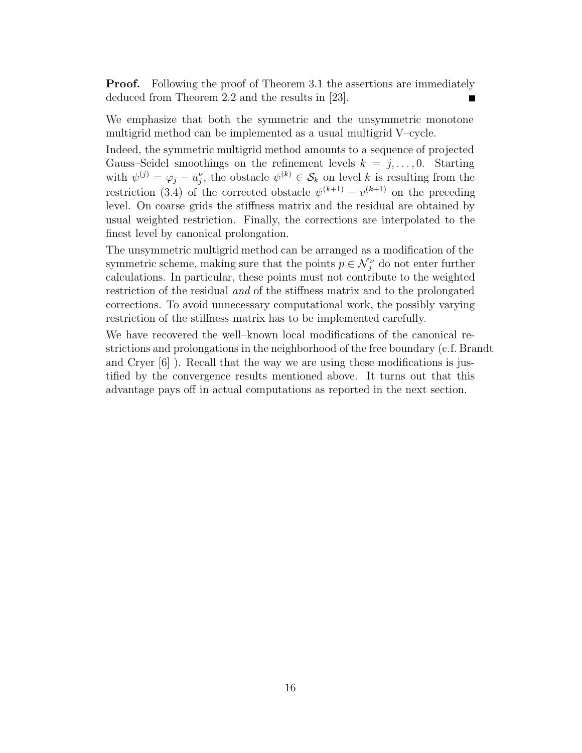**Proof.** Following the proof of Theorem 3.1 the assertions are immediately deduced from Theorem 2.2 and the results in [23]. ∎

We emphasize that both the symmetric and the unsymmetric monotone multigrid method can be implemented as a usual multigrid V–cycle.

Indeed, the symmetric multigrid method amounts to a sequence of projected Gauss–Seidel smoothings on the refinement levels $k = j, \ldots, 0$. Starting with $\psi^{(j)} = \varphi_j - u_j^\nu$, the obstacle $\psi^{(k)} \in \mathcal{S}_k$ on level $k$ is resulting from the restriction (3.4) of the corrected obstacle $\psi^{(k+1)} - v^{(k+1)}$ on the preceding level. On coarse grids the stiffness matrix and the residual are obtained by usual weighted restriction. Finally, the corrections are interpolated to the finest level by canonical prolongation.

The unsymmetric multigrid method can be arranged as a modification of the symmetric scheme, making sure that the points $p \in \mathcal{N}_j^\nu$ do not enter further calculations. In particular, these points must not contribute to the weighted restriction of the residual *and* of the stiffness matrix and to the prolongated corrections. To avoid unnecessary computational work, the possibly varying restriction of the stiffness matrix has to be implemented carefully.

We have recovered the well–known local modifications of the canonical restrictions and prolongations in the neighborhood of the free boundary (c.f. Brandt and Cryer [6] ). Recall that the way we are using these modifications is justified by the convergence results mentioned above. It turns out that this advantage pays off in actual computations as reported in the next section.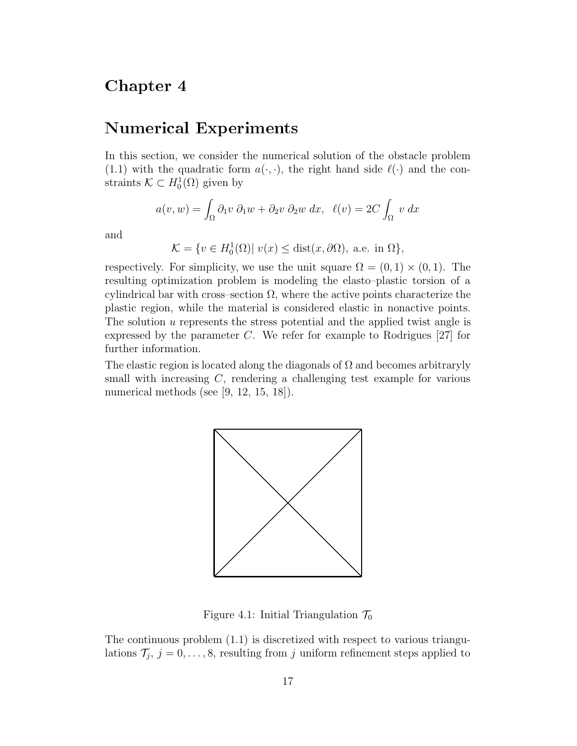# Chapter 4

# Numerical Experiments

In this section, we consider the numerical solution of the obstacle problem (1.1) with the quadratic form $a(\cdot,\cdot)$, the right hand side $\ell(\cdot)$ and the constraints $\mathcal{K} \subset H_0^1(\Omega)$ given by

$$a(v,w) = \int_\Omega \partial_1 v \; \partial_1 w + \partial_2 v \; \partial_2 w \; dx, \quad \ell(v) = 2C \int_\Omega \; v \; dx$$

and

$$\mathcal{K} = \{v \in H_0^1(\Omega) | \; v(x) \leq \operatorname{dist}(x, \partial\Omega), \text{ a.e. in } \Omega\},$$

respectively. For simplicity, we use the unit square $\Omega = (0,1) \times (0,1)$. The resulting optimization problem is modeling the elasto–plastic torsion of a cylindrical bar with cross–section $\Omega$, where the active points characterize the plastic region, while the material is considered elastic in nonactive points. The solution $u$ represents the stress potential and the applied twist angle is expressed by the parameter $C$. We refer for example to Rodrigues [27] for further information.

The elastic region is located along the diagonals of $\Omega$ and becomes arbitraryly small with increasing $C$, rendering a challenging test example for various numerical methods (see [9, 12, 15, 18]).

Figure 4.1: Initial Triangulation $\mathcal{T}_0$

The continuous problem (1.1) is discretized with respect to various triangulations $\mathcal{T}_j$, $j = 0, \ldots, 8$, resulting from $j$ uniform refinement steps applied to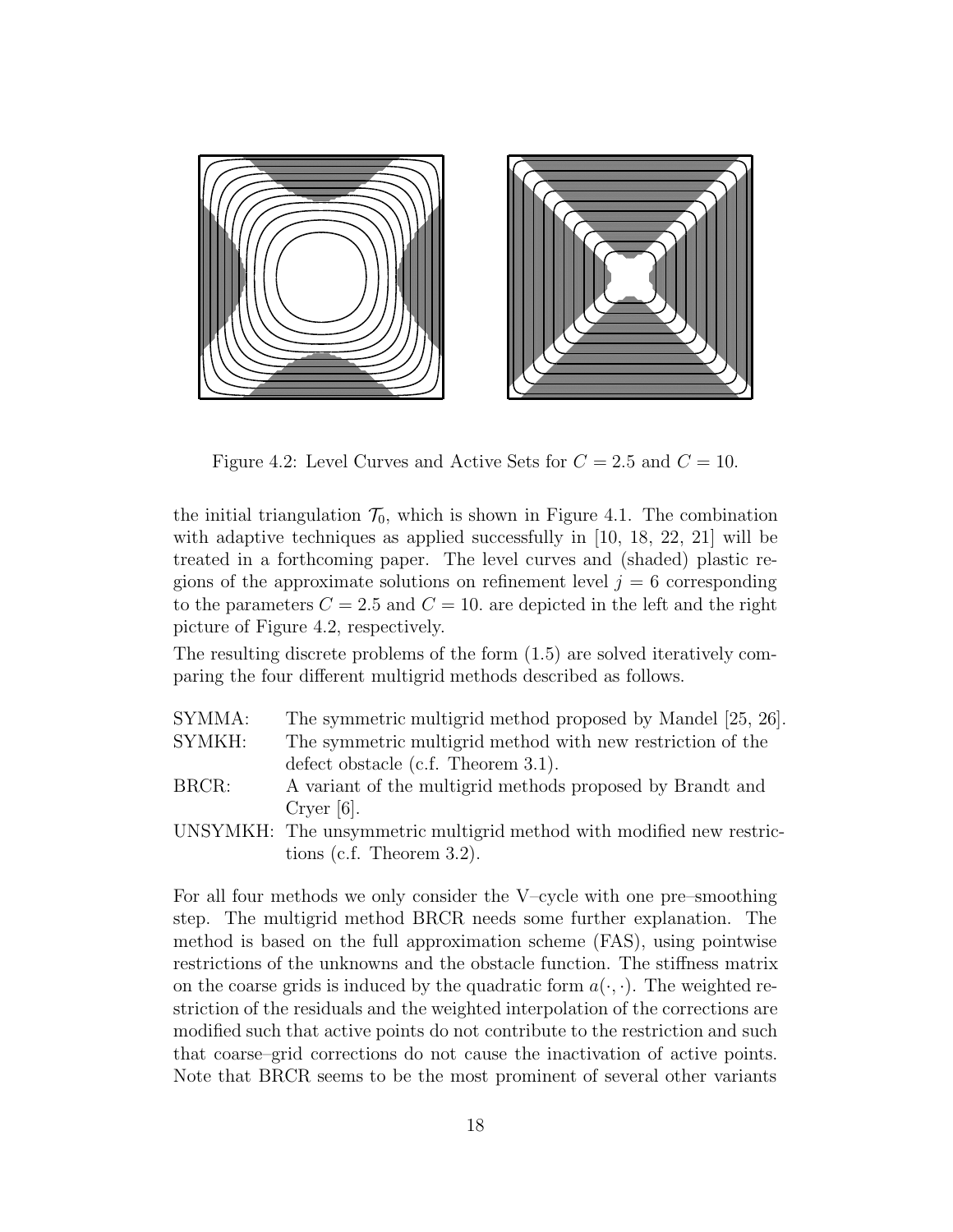Figure 4.2: Level Curves and Active Sets for $C = 2.5$ and $C = 10$.

the initial triangulation $\mathcal{T}_0$, which is shown in Figure 4.1. The combination with adaptive techniques as applied successfully in [10, 18, 22, 21] will be treated in a forthcoming paper. The level curves and (shaded) plastic regions of the approximate solutions on refinement level $j = 6$ corresponding to the parameters $C = 2.5$ and $C = 10.$ are depicted in the left and the right picture of Figure 4.2, respectively.

The resulting discrete problems of the form (1.5) are solved iteratively comparing the four different multigrid methods described as follows.

| | |
|---|---|
| SYMMA: | The symmetric multigrid method proposed by Mandel [25, 26]. |
| SYMKH: | The symmetric multigrid method with new restriction of the defect obstacle (c.f. Theorem 3.1). |
| BRCR: | A variant of the multigrid methods proposed by Brandt and Cryer [6]. |
| UNSYMKH: | The unsymmetric multigrid method with modified new restrictions (c.f. Theorem 3.2). |

For all four methods we only consider the V–cycle with one pre–smoothing step. The multigrid method BRCR needs some further explanation. The method is based on the full approximation scheme (FAS), using pointwise restrictions of the unknowns and the obstacle function. The stiffness matrix on the coarse grids is induced by the quadratic form $a(\cdot, \cdot)$. The weighted restriction of the residuals and the weighted interpolation of the corrections are modified such that active points do not contribute to the restriction and such that coarse–grid corrections do not cause the inactivation of active points. Note that BRCR seems to be the most prominent of several other variants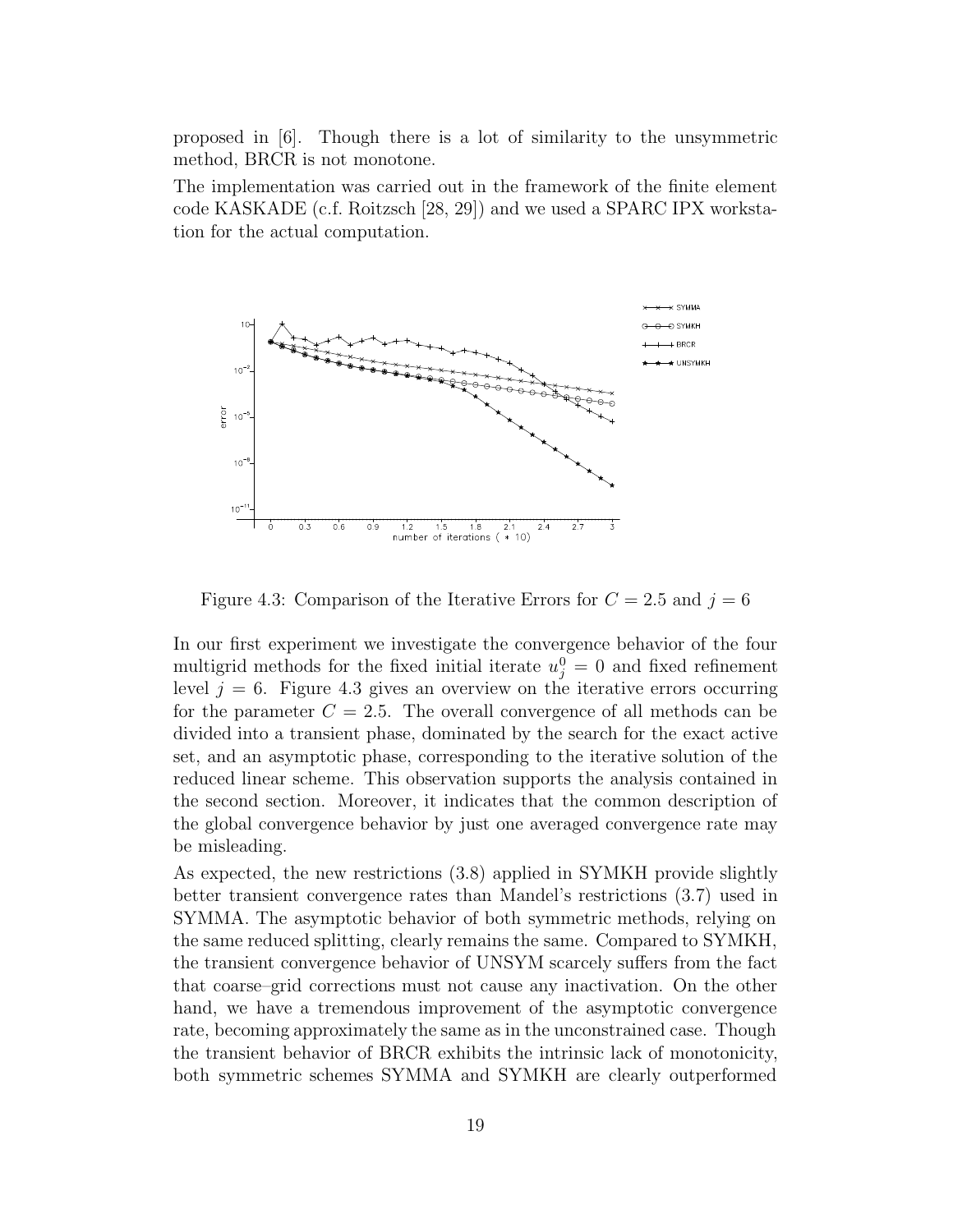proposed in [6]. Though there is a lot of similarity to the unsymmetric method, BRCR is not monotone.

The implementation was carried out in the framework of the finite element code KASKADE (c.f. Roitzsch [28, 29]) and we used a SPARC IPX workstation for the actual computation.

Figure 4.3: Comparison of the Iterative Errors for $C = 2.5$ and $j = 6$

In our first experiment we investigate the convergence behavior of the four multigrid methods for the fixed initial iterate $u_j^0 = 0$ and fixed refinement level $j = 6$. Figure 4.3 gives an overview on the iterative errors occurring for the parameter $C = 2.5$. The overall convergence of all methods can be divided into a transient phase, dominated by the search for the exact active set, and an asymptotic phase, corresponding to the iterative solution of the reduced linear scheme. This observation supports the analysis contained in the second section. Moreover, it indicates that the common description of the global convergence behavior by just one averaged convergence rate may be misleading.

As expected, the new restrictions (3.8) applied in SYMKH provide slightly better transient convergence rates than Mandel's restrictions (3.7) used in SYMMA. The asymptotic behavior of both symmetric methods, relying on the same reduced splitting, clearly remains the same. Compared to SYMKH, the transient convergence behavior of UNSYM scarcely suffers from the fact that coarse–grid corrections must not cause any inactivation. On the other hand, we have a tremendous improvement of the asymptotic convergence rate, becoming approximately the same as in the unconstrained case. Though the transient behavior of BRCR exhibits the intrinsic lack of monotonicity, both symmetric schemes SYMMA and SYMKH are clearly outperformed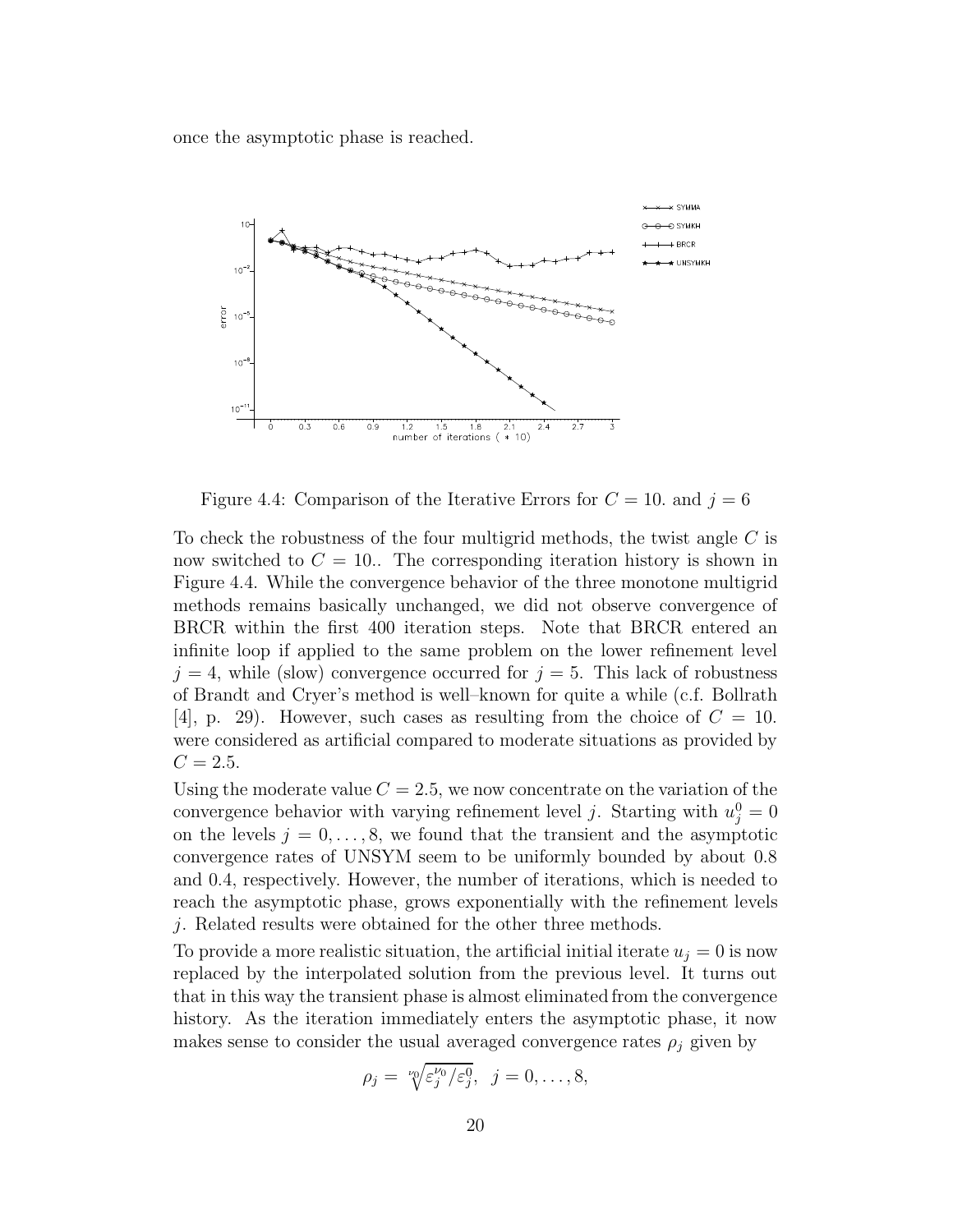once the asymptotic phase is reached.

Figure 4.4: Comparison of the Iterative Errors for $C = 10.$ and $j = 6$

To check the robustness of the four multigrid methods, the twist angle $C$ is now switched to $C = 10.$. The corresponding iteration history is shown in Figure 4.4. While the convergence behavior of the three monotone multigrid methods remains basically unchanged, we did not observe convergence of BRCR within the first 400 iteration steps. Note that BRCR entered an infinite loop if applied to the same problem on the lower refinement level $j = 4$, while (slow) convergence occurred for $j = 5$. This lack of robustness of Brandt and Cryer's method is well–known for quite a while (c.f. Bollrath [4], p. 29). However, such cases as resulting from the choice of $C = 10.$ were considered as artificial compared to moderate situations as provided by $C = 2.5$.

Using the moderate value $C = 2.5$, we now concentrate on the variation of the convergence behavior with varying refinement level $j$. Starting with $u_j^0 = 0$ on the levels $j = 0, \ldots, 8$, we found that the transient and the asymptotic convergence rates of UNSYM seem to be uniformly bounded by about 0.8 and 0.4, respectively. However, the number of iterations, which is needed to reach the asymptotic phase, grows exponentially with the refinement levels $j$. Related results were obtained for the other three methods.

To provide a more realistic situation, the artificial initial iterate $u_j = 0$ is now replaced by the interpolated solution from the previous level. It turns out that in this way the transient phase is almost eliminated from the convergence history. As the iteration immediately enters the asymptotic phase, it now makes sense to consider the usual averaged convergence rates $\rho_j$ given by

$$\rho_j = \sqrt[\nu_0]{\varepsilon_j^{\nu_0} / \varepsilon_j^0}, \quad j = 0, \ldots, 8,$$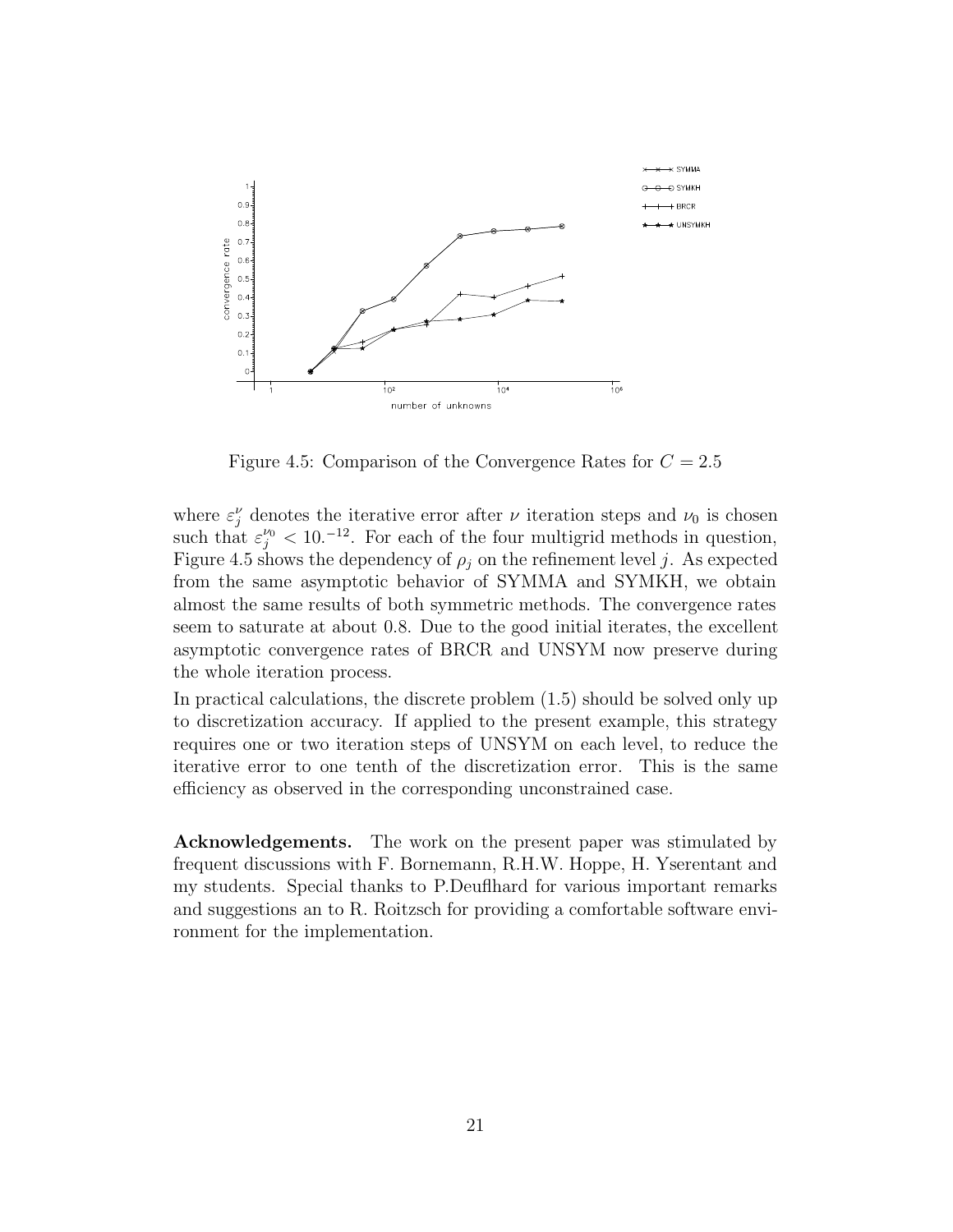Figure 4.5: Comparison of the Convergence Rates for $C = 2.5$

where $\varepsilon_j^{\nu}$ denotes the iterative error after $\nu$ iteration steps and $\nu_0$ is chosen such that $\varepsilon_j^{\nu_0} < 10.^{-12}$. For each of the four multigrid methods in question, Figure 4.5 shows the dependency of $\rho_j$ on the refinement level $j$. As expected from the same asymptotic behavior of SYMMA and SYMKH, we obtain almost the same results of both symmetric methods. The convergence rates seem to saturate at about 0.8. Due to the good initial iterates, the excellent asymptotic convergence rates of BRCR and UNSYM now preserve during the whole iteration process.

In practical calculations, the discrete problem (1.5) should be solved only up to discretization accuracy. If applied to the present example, this strategy requires one or two iteration steps of UNSYM on each level, to reduce the iterative error to one tenth of the discretization error. This is the same efficiency as observed in the corresponding unconstrained case.

**Acknowledgements.** The work on the present paper was stimulated by frequent discussions with F. Bornemann, R.H.W. Hoppe, H. Yserentant and my students. Special thanks to P.Deuflhard for various important remarks and suggestions an to R. Roitzsch for providing a comfortable software environment for the implementation.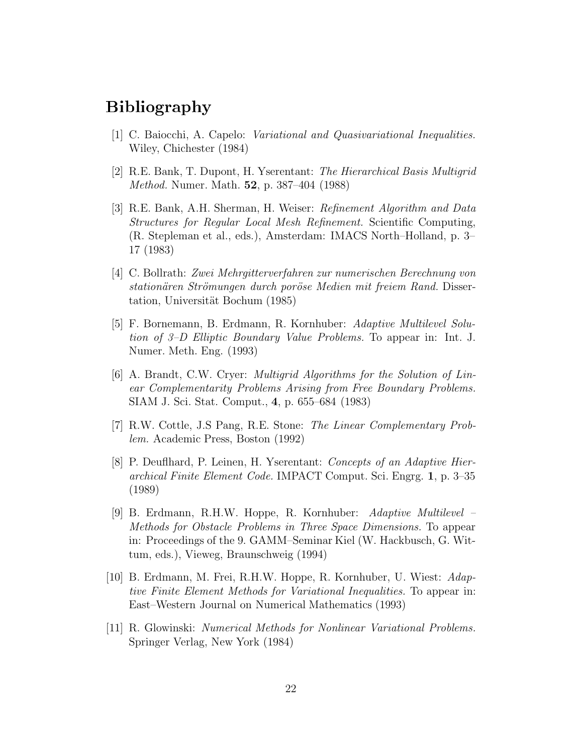# Bibliography

[1] C. Baiocchi, A. Capelo: *Variational and Quasivariational Inequalities.* Wiley, Chichester (1984)

[2] R.E. Bank, T. Dupont, H. Yserentant: *The Hierarchical Basis Multigrid Method.* Numer. Math. **52**, p. 387–404 (1988)

[3] R.E. Bank, A.H. Sherman, H. Weiser: *Refinement Algorithm and Data Structures for Regular Local Mesh Refinement.* Scientific Computing, (R. Stepleman et al., eds.), Amsterdam: IMACS North–Holland, p. 3–17 (1983)

[4] C. Bollrath: *Zwei Mehrgitterverfahren zur numerischen Berechnung von stationären Strömungen durch poröse Medien mit freiem Rand.* Dissertation, Universität Bochum (1985)

[5] F. Bornemann, B. Erdmann, R. Kornhuber: *Adaptive Multilevel Solution of 3–D Elliptic Boundary Value Problems.* To appear in: Int. J. Numer. Meth. Eng. (1993)

[6] A. Brandt, C.W. Cryer: *Multigrid Algorithms for the Solution of Linear Complementarity Problems Arising from Free Boundary Problems.* SIAM J. Sci. Stat. Comput., **4**, p. 655–684 (1983)

[7] R.W. Cottle, J.S Pang, R.E. Stone: *The Linear Complementary Problem.* Academic Press, Boston (1992)

[8] P. Deuflhard, P. Leinen, H. Yserentant: *Concepts of an Adaptive Hierarchical Finite Element Code.* IMPACT Comput. Sci. Engrg. **1**, p. 3–35 (1989)

[9] B. Erdmann, R.H.W. Hoppe, R. Kornhuber: *Adaptive Multilevel – Methods for Obstacle Problems in Three Space Dimensions.* To appear in: Proceedings of the 9. GAMM–Seminar Kiel (W. Hackbusch, G. Wittum, eds.), Vieweg, Braunschweig (1994)

[10] B. Erdmann, M. Frei, R.H.W. Hoppe, R. Kornhuber, U. Wiest: *Adaptive Finite Element Methods for Variational Inequalities.* To appear in: East–Western Journal on Numerical Mathematics (1993)

[11] R. Glowinski: *Numerical Methods for Nonlinear Variational Problems.* Springer Verlag, New York (1984)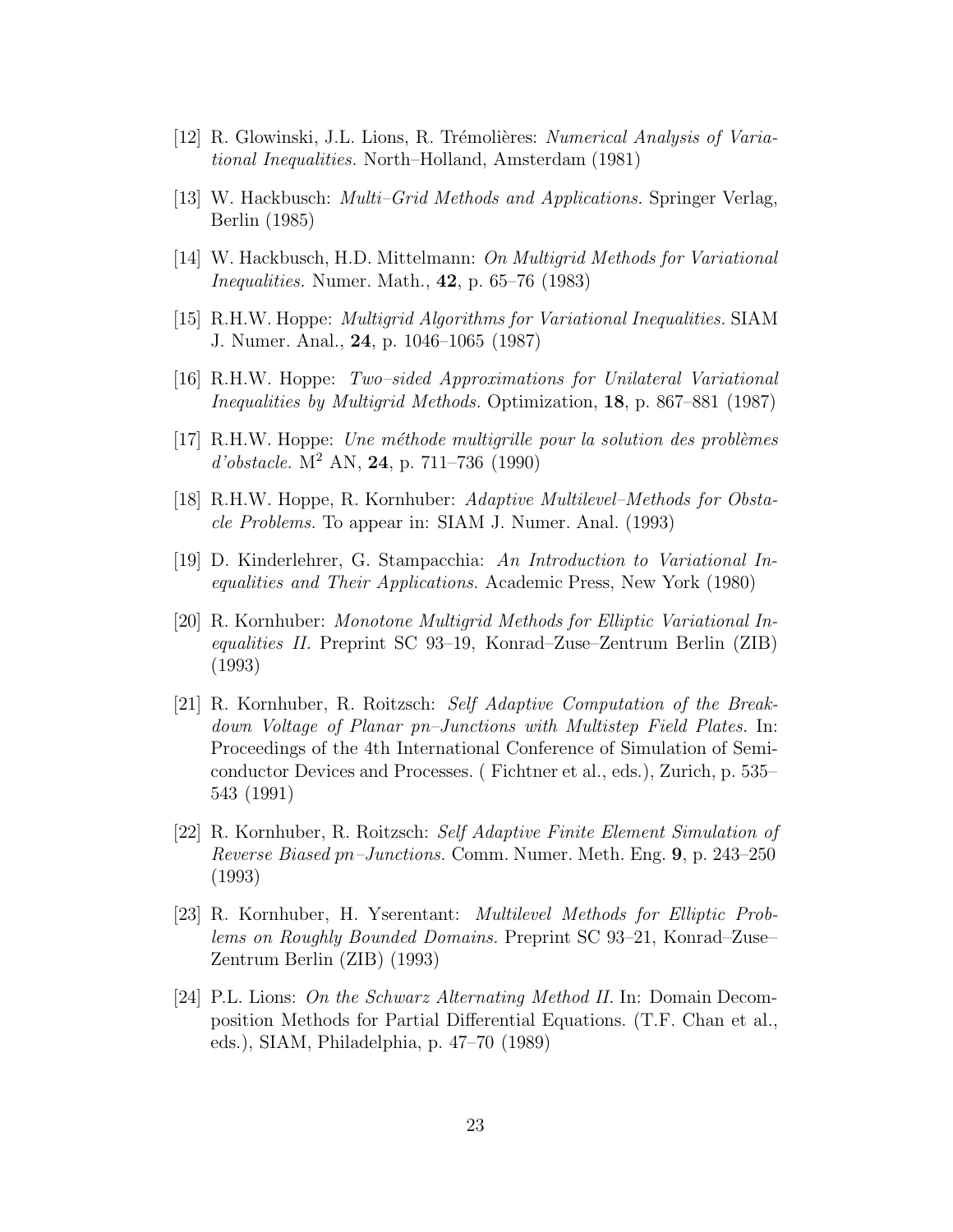[12] R. Glowinski, J.L. Lions, R. Trémolières: *Numerical Analysis of Variational Inequalities.* North–Holland, Amsterdam (1981)

[13] W. Hackbusch: *Multi–Grid Methods and Applications.* Springer Verlag, Berlin (1985)

[14] W. Hackbusch, H.D. Mittelmann: *On Multigrid Methods for Variational Inequalities.* Numer. Math., **42**, p. 65–76 (1983)

[15] R.H.W. Hoppe: *Multigrid Algorithms for Variational Inequalities.* SIAM J. Numer. Anal., **24**, p. 1046–1065 (1987)

[16] R.H.W. Hoppe: *Two–sided Approximations for Unilateral Variational Inequalities by Multigrid Methods.* Optimization, **18**, p. 867–881 (1987)

[17] R.H.W. Hoppe: *Une méthode multigrille pour la solution des problèmes d'obstacle.* $M^2$ AN, **24**, p. 711–736 (1990)

[18] R.H.W. Hoppe, R. Kornhuber: *Adaptive Multilevel–Methods for Obstacle Problems.* To appear in: SIAM J. Numer. Anal. (1993)

[19] D. Kinderlehrer, G. Stampacchia: *An Introduction to Variational Inequalities and Their Applications.* Academic Press, New York (1980)

[20] R. Kornhuber: *Monotone Multigrid Methods for Elliptic Variational Inequalities II.* Preprint SC 93–19, Konrad–Zuse–Zentrum Berlin (ZIB) (1993)

[21] R. Kornhuber, R. Roitzsch: *Self Adaptive Computation of the Breakdown Voltage of Planar pn–Junctions with Multistep Field Plates.* In: Proceedings of the 4th International Conference of Simulation of Semiconductor Devices and Processes. ( Fichtner et al., eds.), Zurich, p. 535–543 (1991)

[22] R. Kornhuber, R. Roitzsch: *Self Adaptive Finite Element Simulation of Reverse Biased pn–Junctions.* Comm. Numer. Meth. Eng. **9**, p. 243–250 (1993)

[23] R. Kornhuber, H. Yserentant: *Multilevel Methods for Elliptic Problems on Roughly Bounded Domains.* Preprint SC 93–21, Konrad–Zuse–Zentrum Berlin (ZIB) (1993)

[24] P.L. Lions: *On the Schwarz Alternating Method II.* In: Domain Decomposition Methods for Partial Differential Equations. (T.F. Chan et al., eds.), SIAM, Philadelphia, p. 47–70 (1989)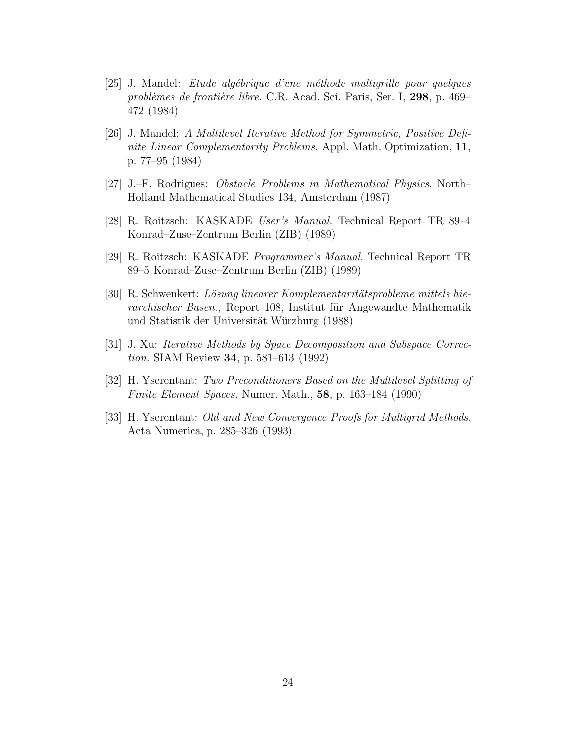[25] J. Mandel: *Etude algébrique d'une méthode multigrille pour quelques problèmes de frontière libre.* C.R. Acad. Sci. Paris, Ser. I, **298**, p. 469–472 (1984)

[26] J. Mandel: *A Multilevel Iterative Method for Symmetric, Positive Definite Linear Complementarity Problems.* Appl. Math. Optimization, **11**, p. 77–95 (1984)

[27] J.–F. Rodrigues: *Obstacle Problems in Mathematical Physics*. North–Holland Mathematical Studies 134, Amsterdam (1987)

[28] R. Roitzsch: KASKADE *User's Manual.* Technical Report TR 89–4 Konrad–Zuse–Zentrum Berlin (ZIB) (1989)

[29] R. Roitzsch: KASKADE *Programmer's Manual.* Technical Report TR 89–5 Konrad–Zuse–Zentrum Berlin (ZIB) (1989)

[30] R. Schwenkert: *Lösung linearer Komplementaritätsprobleme mittels hierarchischer Basen.*, Report 108, Institut für Angewandte Mathematik und Statistik der Universität Würzburg (1988)

[31] J. Xu: *Iterative Methods by Space Decomposition and Subspace Correction.* SIAM Review **34**, p. 581–613 (1992)

[32] H. Yserentant: *Two Preconditioners Based on the Multilevel Splitting of Finite Element Spaces.* Numer. Math., **58**, p. 163–184 (1990)

[33] H. Yserentant: *Old and New Convergence Proofs for Multigrid Methods.* Acta Numerica, p. 285–326 (1993)